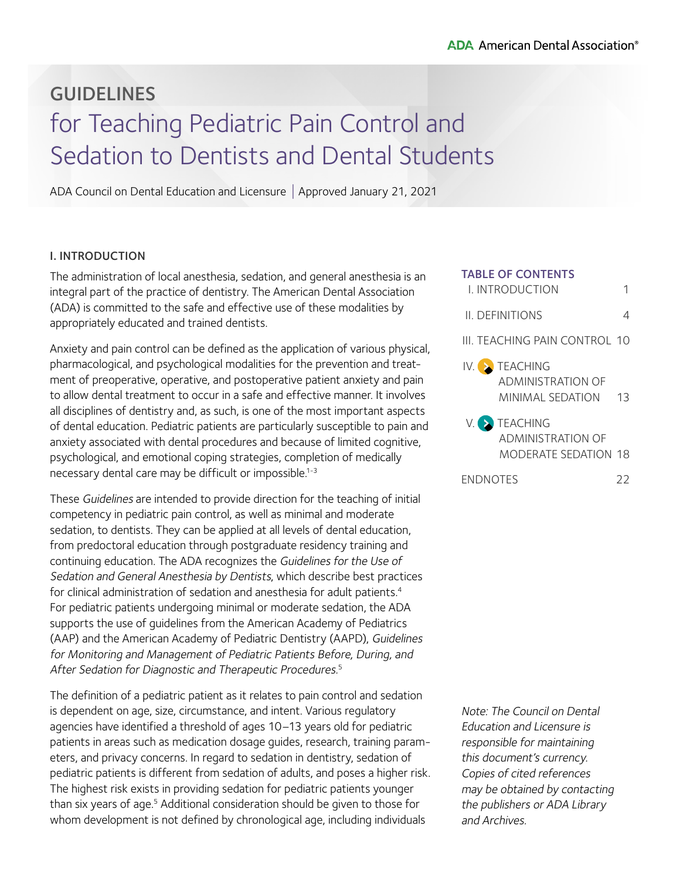# GUIDELINES

# for Teaching Pediatric Pain Control and Sedation to Dentists and Dental Students

ADA Council on Dental Education and Licensure | Approved January 21, 2021

## I. INTRODUCTION

The administration of local anesthesia, sedation, and general anesthesia is an integral part of the practice of dentistry. The American Dental Association (ADA) is committed to the safe and effective use of these modalities by appropriately educated and trained dentists.

Anxiety and pain control can be defined as the application of various physical, pharmacological, and psychological modalities for the prevention and treatment of preoperative, operative, and postoperative patient anxiety and pain to allow dental treatment to occur in a safe and effective manner. It involves all disciplines of dentistry and, as such, is one of the most important aspects of dental education. Pediatric patients are particularly susceptible to pain and anxiety associated with dental procedures and because of limited cognitive, psychological, and emotional coping strategies, completion of medically necessary dental care may be difficult or impossible.[1-3]

These *Guidelines* are intended to provide direction for the teaching of initial competency in pediatric pain control, as well as minimal and moderate sedation, to dentists. They can be applied at all levels of dental education, from predoctoral education through postgraduate residency training and continuing education. The ADA recognizes the *Guidelines for the Use of Sedation and General Anesthesia by Dentists*, which describe best practices for clinical administration of sedation and anesthesia for adult patients.[4] For pediatric patients undergoing minimal or moderate sedation, the ADA supports the use of guidelines from the American Academy of Pediatrics (AAP) and the American Academy of Pediatric Dentistry (AAPD), *Guidelines for Monitoring and Management of Pediatric Patients Before, During, and After Sedation for Diagnostic and Therapeutic Procedures.*[5]

The definition of a pediatric patient as it relates to pain control and sedation is dependent on age, size, circumstance, and intent. Various regulatory agencies have identified a threshold of ages 10–13 years old for pediatric patients in areas such as medication dosage guides, research, training parameters, and privacy concerns. In regard to sedation in dentistry, sedation of pediatric patients is different from sedation of adults, and poses a higher risk. The highest risk exists in providing sedation for pediatric patients younger than six years of age.[5] Additional consideration should be given to those for whom development is not defined by chronological age, including individuals

**TABLE OF CONTENTS**

| | |
|---|---|
| I. INTRODUCTION | 1 |
| II. DEFINITIONS | 4 |
| III. TEACHING PAIN CONTROL | 10 |
| IV. TEACHING ADMINISTRATION OF MINIMAL SEDATION | 13 |
| V. TEACHING ADMINISTRATION OF MODERATE SEDATION | 18 |
| ENDNOTES | 22 |

*Note: The Council on Dental Education and Licensure is responsible for maintaining this document's currency. Copies of cited references may be obtained by contacting the publishers or ADA Library and Archives.*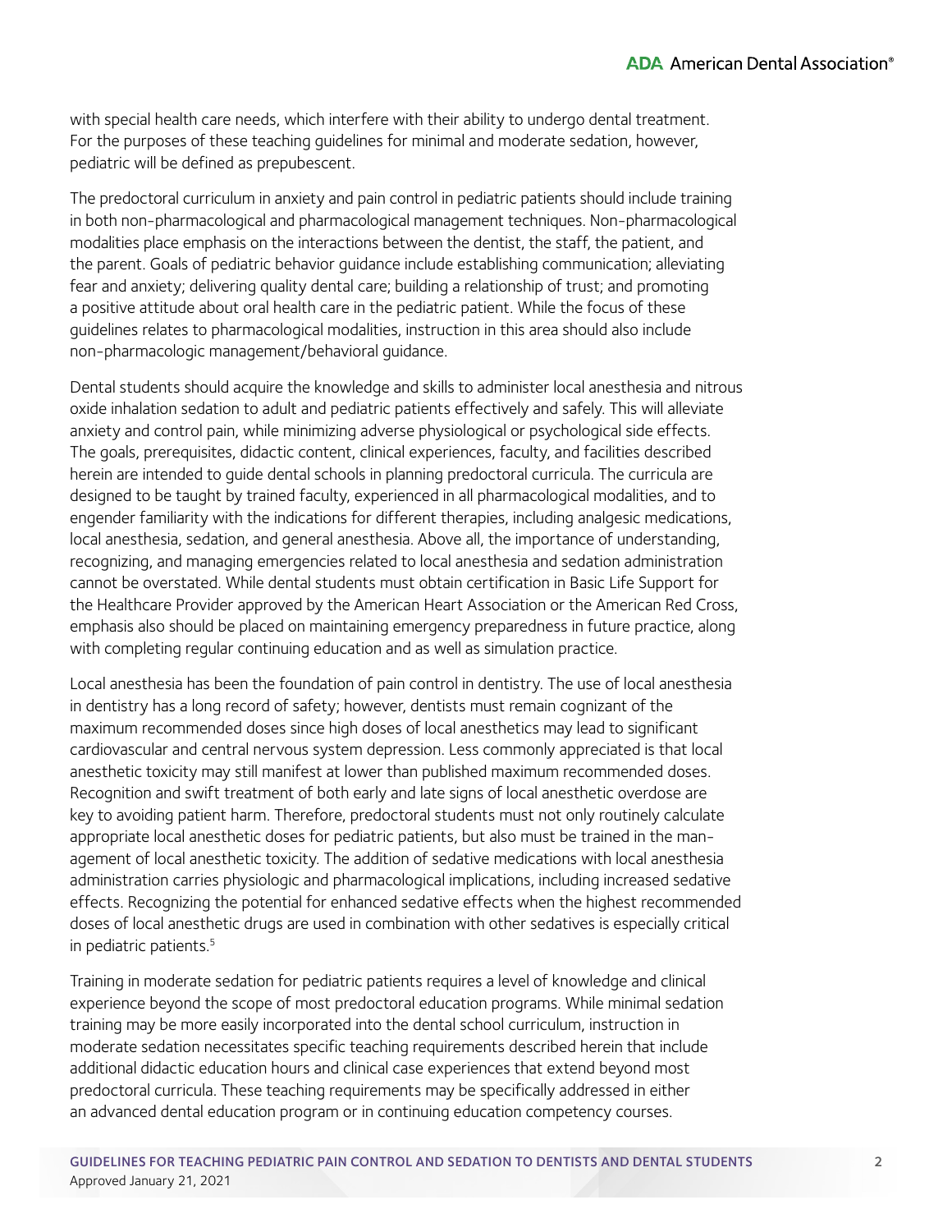with special health care needs, which interfere with their ability to undergo dental treatment. For the purposes of these teaching guidelines for minimal and moderate sedation, however, pediatric will be defined as prepubescent.

The predoctoral curriculum in anxiety and pain control in pediatric patients should include training in both non-pharmacological and pharmacological management techniques. Non-pharmacological modalities place emphasis on the interactions between the dentist, the staff, the patient, and the parent. Goals of pediatric behavior guidance include establishing communication; alleviating fear and anxiety; delivering quality dental care; building a relationship of trust; and promoting a positive attitude about oral health care in the pediatric patient. While the focus of these guidelines relates to pharmacological modalities, instruction in this area should also include non-pharmacologic management/behavioral guidance.

Dental students should acquire the knowledge and skills to administer local anesthesia and nitrous oxide inhalation sedation to adult and pediatric patients effectively and safely. This will alleviate anxiety and control pain, while minimizing adverse physiological or psychological side effects. The goals, prerequisites, didactic content, clinical experiences, faculty, and facilities described herein are intended to guide dental schools in planning predoctoral curricula. The curricula are designed to be taught by trained faculty, experienced in all pharmacological modalities, and to engender familiarity with the indications for different therapies, including analgesic medications, local anesthesia, sedation, and general anesthesia. Above all, the importance of understanding, recognizing, and managing emergencies related to local anesthesia and sedation administration cannot be overstated. While dental students must obtain certification in Basic Life Support for the Healthcare Provider approved by the American Heart Association or the American Red Cross, emphasis also should be placed on maintaining emergency preparedness in future practice, along with completing regular continuing education and as well as simulation practice.

Local anesthesia has been the foundation of pain control in dentistry. The use of local anesthesia in dentistry has a long record of safety; however, dentists must remain cognizant of the maximum recommended doses since high doses of local anesthetics may lead to significant cardiovascular and central nervous system depression. Less commonly appreciated is that local anesthetic toxicity may still manifest at lower than published maximum recommended doses. Recognition and swift treatment of both early and late signs of local anesthetic overdose are key to avoiding patient harm. Therefore, predoctoral students must not only routinely calculate appropriate local anesthetic doses for pediatric patients, but also must be trained in the management of local anesthetic toxicity. The addition of sedative medications with local anesthesia administration carries physiologic and pharmacological implications, including increased sedative effects. Recognizing the potential for enhanced sedative effects when the highest recommended doses of local anesthetic drugs are used in combination with other sedatives is especially critical in pediatric patients.[5]

Training in moderate sedation for pediatric patients requires a level of knowledge and clinical experience beyond the scope of most predoctoral education programs. While minimal sedation training may be more easily incorporated into the dental school curriculum, instruction in moderate sedation necessitates specific teaching requirements described herein that include additional didactic education hours and clinical case experiences that extend beyond most predoctoral curricula. These teaching requirements may be specifically addressed in either an advanced dental education program or in continuing education competency courses.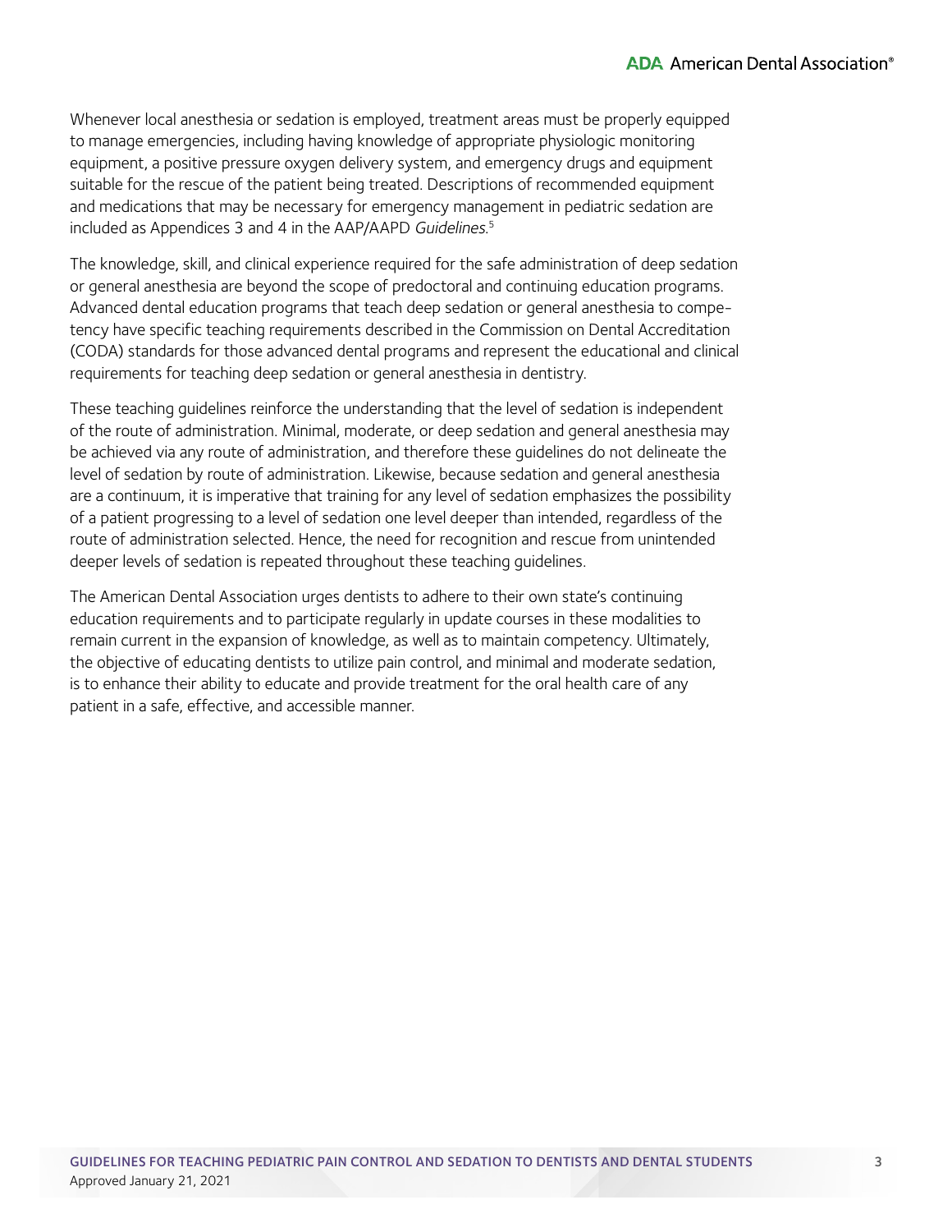Whenever local anesthesia or sedation is employed, treatment areas must be properly equipped to manage emergencies, including having knowledge of appropriate physiologic monitoring equipment, a positive pressure oxygen delivery system, and emergency drugs and equipment suitable for the rescue of the patient being treated. Descriptions of recommended equipment and medications that may be necessary for emergency management in pediatric sedation are included as Appendices 3 and 4 in the AAP/AAPD *Guidelines*.[5]

The knowledge, skill, and clinical experience required for the safe administration of deep sedation or general anesthesia are beyond the scope of predoctoral and continuing education programs. Advanced dental education programs that teach deep sedation or general anesthesia to competency have specific teaching requirements described in the Commission on Dental Accreditation (CODA) standards for those advanced dental programs and represent the educational and clinical requirements for teaching deep sedation or general anesthesia in dentistry.

These teaching guidelines reinforce the understanding that the level of sedation is independent of the route of administration. Minimal, moderate, or deep sedation and general anesthesia may be achieved via any route of administration, and therefore these guidelines do not delineate the level of sedation by route of administration. Likewise, because sedation and general anesthesia are a continuum, it is imperative that training for any level of sedation emphasizes the possibility of a patient progressing to a level of sedation one level deeper than intended, regardless of the route of administration selected. Hence, the need for recognition and rescue from unintended deeper levels of sedation is repeated throughout these teaching guidelines.

The American Dental Association urges dentists to adhere to their own state's continuing education requirements and to participate regularly in update courses in these modalities to remain current in the expansion of knowledge, as well as to maintain competency. Ultimately, the objective of educating dentists to utilize pain control, and minimal and moderate sedation, is to enhance their ability to educate and provide treatment for the oral health care of any patient in a safe, effective, and accessible manner.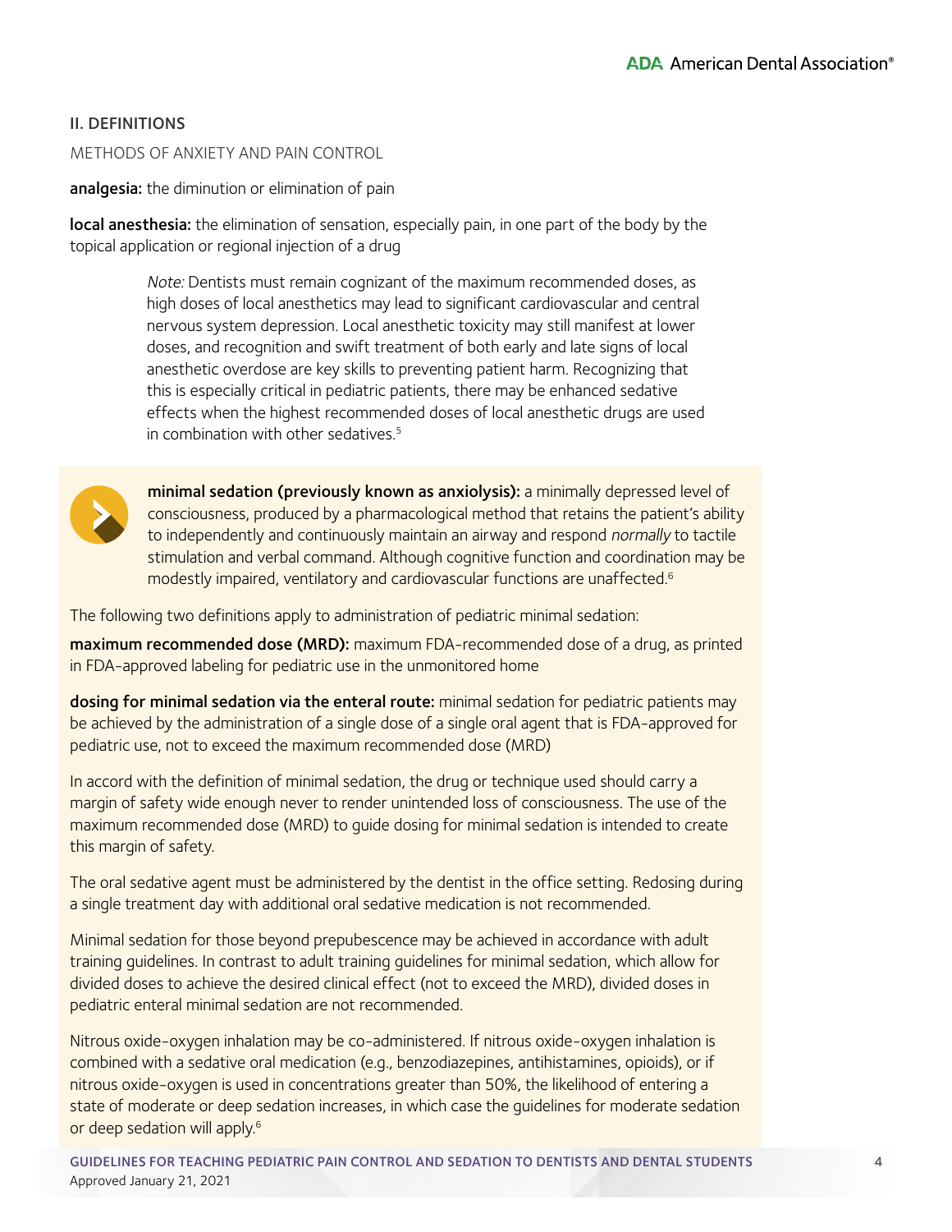## II. DEFINITIONS

### METHODS OF ANXIETY AND PAIN CONTROL

**analgesia:** the diminution or elimination of pain

**local anesthesia:** the elimination of sensation, especially pain, in one part of the body by the topical application or regional injection of a drug

> *Note:* Dentists must remain cognizant of the maximum recommended doses, as high doses of local anesthetics may lead to significant cardiovascular and central nervous system depression. Local anesthetic toxicity may still manifest at lower doses, and recognition and swift treatment of both early and late signs of local anesthetic overdose are key skills to preventing patient harm. Recognizing that this is especially critical in pediatric patients, there may be enhanced sedative effects when the highest recommended doses of local anesthetic drugs are used in combination with other sedatives.[5]

**minimal sedation (previously known as anxiolysis):** a minimally depressed level of consciousness, produced by a pharmacological method that retains the patient's ability to independently and continuously maintain an airway and respond *normally* to tactile stimulation and verbal command. Although cognitive function and coordination may be modestly impaired, ventilatory and cardiovascular functions are unaffected.[6]

The following two definitions apply to administration of pediatric minimal sedation:

**maximum recommended dose (MRD):** maximum FDA-recommended dose of a drug, as printed in FDA-approved labeling for pediatric use in the unmonitored home

**dosing for minimal sedation via the enteral route:** minimal sedation for pediatric patients may be achieved by the administration of a single dose of a single oral agent that is FDA-approved for pediatric use, not to exceed the maximum recommended dose (MRD)

In accord with the definition of minimal sedation, the drug or technique used should carry a margin of safety wide enough never to render unintended loss of consciousness. The use of the maximum recommended dose (MRD) to guide dosing for minimal sedation is intended to create this margin of safety.

The oral sedative agent must be administered by the dentist in the office setting. Redosing during a single treatment day with additional oral sedative medication is not recommended.

Minimal sedation for those beyond prepubescence may be achieved in accordance with adult training guidelines. In contrast to adult training guidelines for minimal sedation, which allow for divided doses to achieve the desired clinical effect (not to exceed the MRD), divided doses in pediatric enteral minimal sedation are not recommended.

Nitrous oxide-oxygen inhalation may be co-administered. If nitrous oxide-oxygen inhalation is combined with a sedative oral medication (e.g., benzodiazepines, antihistamines, opioids), or if nitrous oxide-oxygen is used in concentrations greater than 50%, the likelihood of entering a state of moderate or deep sedation increases, in which case the guidelines for moderate sedation or deep sedation will apply.[6]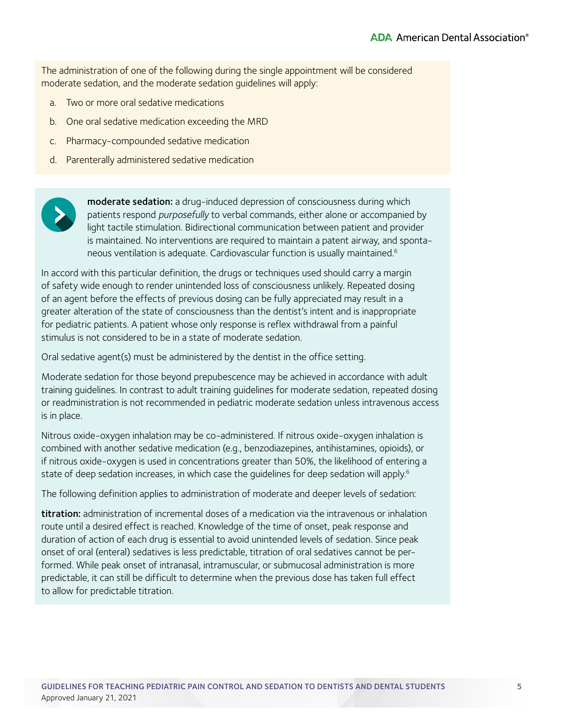The administration of one of the following during the single appointment will be considered moderate sedation, and the moderate sedation guidelines will apply:

a. Two or more oral sedative medications
b. One oral sedative medication exceeding the MRD
c. Pharmacy-compounded sedative medication
d. Parenterally administered sedative medication

**moderate sedation:** a drug-induced depression of consciousness during which patients respond *purposefully* to verbal commands, either alone or accompanied by light tactile stimulation. Bidirectional communication between patient and provider is maintained. No interventions are required to maintain a patent airway, and spontaneous ventilation is adequate. Cardiovascular function is usually maintained.[6]

In accord with this particular definition, the drugs or techniques used should carry a margin of safety wide enough to render unintended loss of consciousness unlikely. Repeated dosing of an agent before the effects of previous dosing can be fully appreciated may result in a greater alteration of the state of consciousness than the dentist's intent and is inappropriate for pediatric patients. A patient whose only response is reflex withdrawal from a painful stimulus is not considered to be in a state of moderate sedation.

Oral sedative agent(s) must be administered by the dentist in the office setting.

Moderate sedation for those beyond prepubescence may be achieved in accordance with adult training guidelines. In contrast to adult training guidelines for moderate sedation, repeated dosing or readministration is not recommended in pediatric moderate sedation unless intravenous access is in place.

Nitrous oxide-oxygen inhalation may be co-administered. If nitrous oxide-oxygen inhalation is combined with another sedative medication (e.g., benzodiazepines, antihistamines, opioids), or if nitrous oxide-oxygen is used in concentrations greater than 50%, the likelihood of entering a state of deep sedation increases, in which case the guidelines for deep sedation will apply.[6]

The following definition applies to administration of moderate and deeper levels of sedation:

**titration:** administration of incremental doses of a medication via the intravenous or inhalation route until a desired effect is reached. Knowledge of the time of onset, peak response and duration of action of each drug is essential to avoid unintended levels of sedation. Since peak onset of oral (enteral) sedatives is less predictable, titration of oral sedatives cannot be performed. While peak onset of intranasal, intramuscular, or submucosal administration is more predictable, it can still be difficult to determine when the previous dose has taken full effect to allow for predictable titration.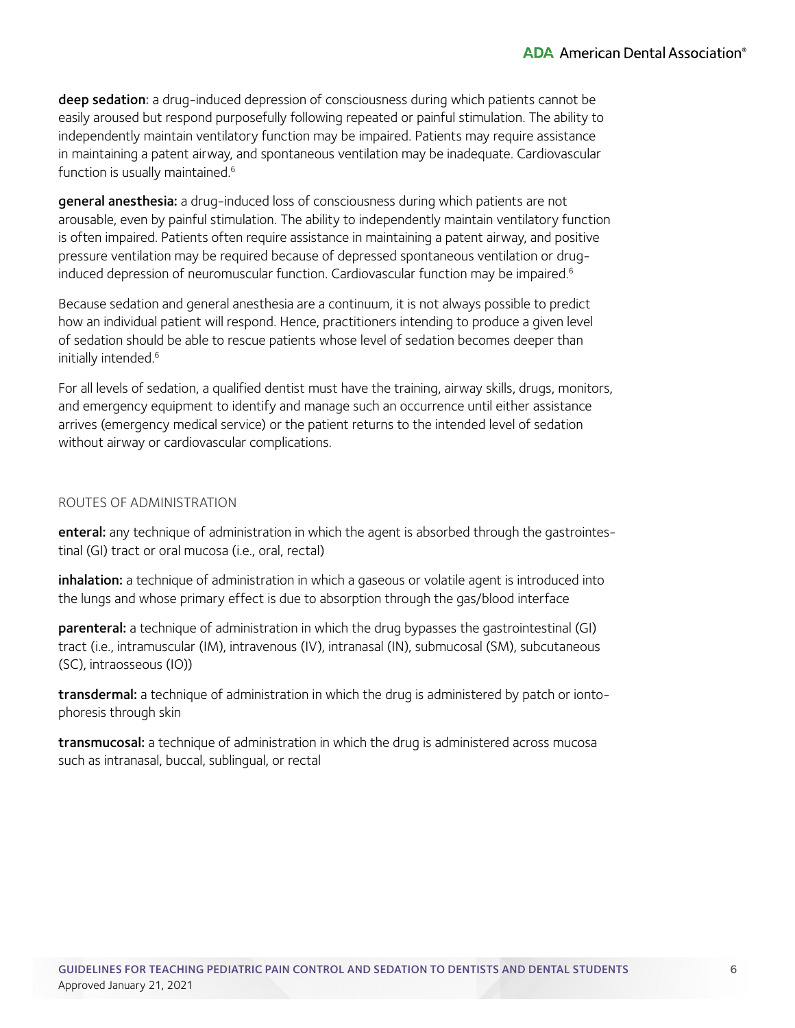**deep sedation:** a drug-induced depression of consciousness during which patients cannot be easily aroused but respond purposefully following repeated or painful stimulation. The ability to independently maintain ventilatory function may be impaired. Patients may require assistance in maintaining a patent airway, and spontaneous ventilation may be inadequate. Cardiovascular function is usually maintained.[6]

**general anesthesia:** a drug-induced loss of consciousness during which patients are not arousable, even by painful stimulation. The ability to independently maintain ventilatory function is often impaired. Patients often require assistance in maintaining a patent airway, and positive pressure ventilation may be required because of depressed spontaneous ventilation or drug-induced depression of neuromuscular function. Cardiovascular function may be impaired.[6]

Because sedation and general anesthesia are a continuum, it is not always possible to predict how an individual patient will respond. Hence, practitioners intending to produce a given level of sedation should be able to rescue patients whose level of sedation becomes deeper than initially intended.[6]

For all levels of sedation, a qualified dentist must have the training, airway skills, drugs, monitors, and emergency equipment to identify and manage such an occurrence until either assistance arrives (emergency medical service) or the patient returns to the intended level of sedation without airway or cardiovascular complications.

## ROUTES OF ADMINISTRATION

**enteral:** any technique of administration in which the agent is absorbed through the gastrointestinal (GI) tract or oral mucosa (i.e., oral, rectal)

**inhalation:** a technique of administration in which a gaseous or volatile agent is introduced into the lungs and whose primary effect is due to absorption through the gas/blood interface

**parenteral:** a technique of administration in which the drug bypasses the gastrointestinal (GI) tract (i.e., intramuscular (IM), intravenous (IV), intranasal (IN), submucosal (SM), subcutaneous (SC), intraosseous (IO))

**transdermal:** a technique of administration in which the drug is administered by patch or iontophoresis through skin

**transmucosal:** a technique of administration in which the drug is administered across mucosa such as intranasal, buccal, sublingual, or rectal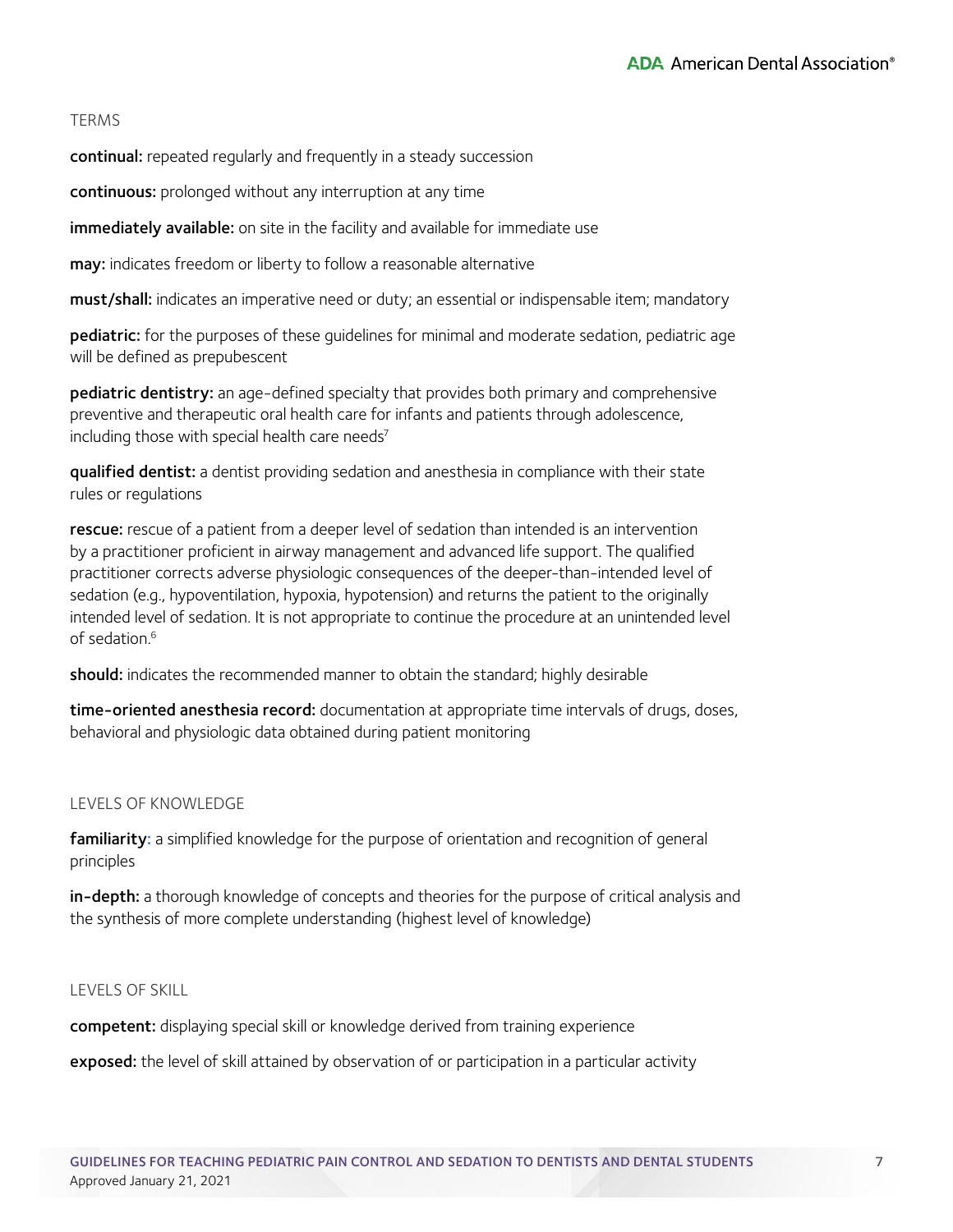## TERMS

**continual:** repeated regularly and frequently in a steady succession

**continuous:** prolonged without any interruption at any time

**immediately available:** on site in the facility and available for immediate use

**may:** indicates freedom or liberty to follow a reasonable alternative

**must/shall:** indicates an imperative need or duty; an essential or indispensable item; mandatory

**pediatric:** for the purposes of these guidelines for minimal and moderate sedation, pediatric age will be defined as prepubescent

**pediatric dentistry:** an age-defined specialty that provides both primary and comprehensive preventive and therapeutic oral health care for infants and patients through adolescence, including those with special health care needs[7]

**qualified dentist:** a dentist providing sedation and anesthesia in compliance with their state rules or regulations

**rescue:** rescue of a patient from a deeper level of sedation than intended is an intervention by a practitioner proficient in airway management and advanced life support. The qualified practitioner corrects adverse physiologic consequences of the deeper-than-intended level of sedation (e.g., hypoventilation, hypoxia, hypotension) and returns the patient to the originally intended level of sedation. It is not appropriate to continue the procedure at an unintended level of sedation.[6]

**should:** indicates the recommended manner to obtain the standard; highly desirable

**time-oriented anesthesia record:** documentation at appropriate time intervals of drugs, doses, behavioral and physiologic data obtained during patient monitoring

## LEVELS OF KNOWLEDGE

**familiarity**: a simplified knowledge for the purpose of orientation and recognition of general principles

**in-depth:** a thorough knowledge of concepts and theories for the purpose of critical analysis and the synthesis of more complete understanding (highest level of knowledge)

## LEVELS OF SKILL

**competent:** displaying special skill or knowledge derived from training experience

**exposed:** the level of skill attained by observation of or participation in a particular activity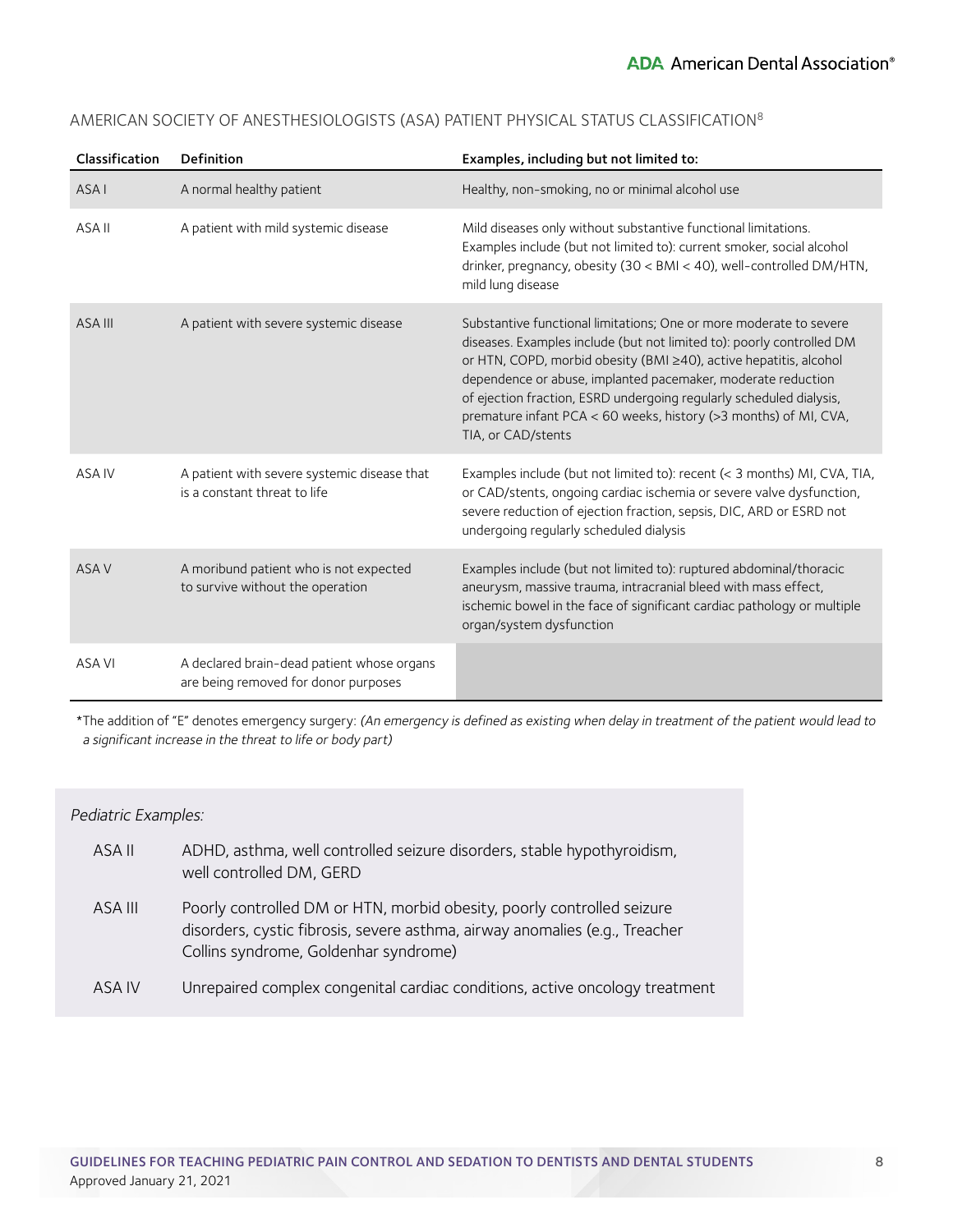## AMERICAN SOCIETY OF ANESTHESIOLOGISTS (ASA) PATIENT PHYSICAL STATUS CLASSIFICATION[8]

| Classification | Definition | Examples, including but not limited to: |
| --- | --- | --- |
| ASA I | A normal healthy patient | Healthy, non-smoking, no or minimal alcohol use |
| ASA II | A patient with mild systemic disease | Mild diseases only without substantive functional limitations. Examples include (but not limited to): current smoker, social alcohol drinker, pregnancy, obesity (30 < BMI < 40), well-controlled DM/HTN, mild lung disease |
| ASA III | A patient with severe systemic disease | Substantive functional limitations; One or more moderate to severe diseases. Examples include (but not limited to): poorly controlled DM or HTN, COPD, morbid obesity (BMI ≥40), active hepatitis, alcohol dependence or abuse, implanted pacemaker, moderate reduction of ejection fraction, ESRD undergoing regularly scheduled dialysis, premature infant PCA < 60 weeks, history (>3 months) of MI, CVA, TIA, or CAD/stents |
| ASA IV | A patient with severe systemic disease that is a constant threat to life | Examples include (but not limited to): recent (< 3 months) MI, CVA, TIA, or CAD/stents, ongoing cardiac ischemia or severe valve dysfunction, severe reduction of ejection fraction, sepsis, DIC, ARD or ESRD not undergoing regularly scheduled dialysis |
| ASA V | A moribund patient who is not expected to survive without the operation | Examples include (but not limited to): ruptured abdominal/thoracic aneurysm, massive trauma, intracranial bleed with mass effect, ischemic bowel in the face of significant cardiac pathology or multiple organ/system dysfunction |
| ASA VI | A declared brain-dead patient whose organs are being removed for donor purposes | |

*The addition of "E" denotes emergency surgery: *(An emergency is defined as existing when delay in treatment of the patient would lead to a significant increase in the threat to life or body part)*

*Pediatric Examples:*

| | |
| --- | --- |
| ASA II | ADHD, asthma, well controlled seizure disorders, stable hypothyroidism, well controlled DM, GERD |
| ASA III | Poorly controlled DM or HTN, morbid obesity, poorly controlled seizure disorders, cystic fibrosis, severe asthma, airway anomalies (e.g., Treacher Collins syndrome, Goldenhar syndrome) |
| ASA IV | Unrepaired complex congenital cardiac conditions, active oncology treatment |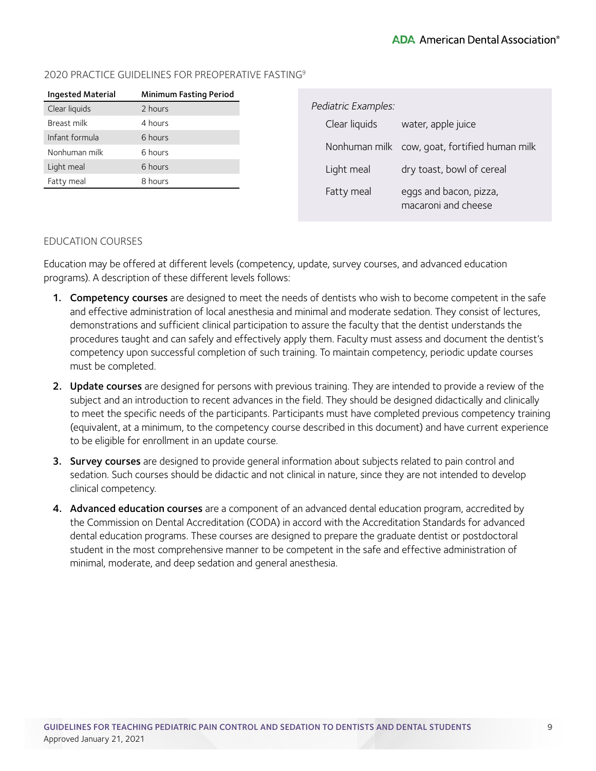## 2020 PRACTICE GUIDELINES FOR PREOPERATIVE FASTING[9]

| Ingested Material | Minimum Fasting Period |
|---|---|
| Clear liquids | 2 hours |
| Breast milk | 4 hours |
| Infant formula | 6 hours |
| Nonhuman milk | 6 hours |
| Light meal | 6 hours |
| Fatty meal | 8 hours |

*Pediatric Examples:*

| | |
|---|---|
| Clear liquids | water, apple juice |
| Nonhuman milk | cow, goat, fortified human milk |
| Light meal | dry toast, bowl of cereal |
| Fatty meal | eggs and bacon, pizza, macaroni and cheese |

## EDUCATION COURSES

Education may be offered at different levels (competency, update, survey courses, and advanced education programs). A description of these different levels follows:

1. **Competency courses** are designed to meet the needs of dentists who wish to become competent in the safe and effective administration of local anesthesia and minimal and moderate sedation. They consist of lectures, demonstrations and sufficient clinical participation to assure the faculty that the dentist understands the procedures taught and can safely and effectively apply them. Faculty must assess and document the dentist's competency upon successful completion of such training. To maintain competency, periodic update courses must be completed.
2. **Update courses** are designed for persons with previous training. They are intended to provide a review of the subject and an introduction to recent advances in the field. They should be designed didactically and clinically to meet the specific needs of the participants. Participants must have completed previous competency training (equivalent, at a minimum, to the competency course described in this document) and have current experience to be eligible for enrollment in an update course.
3. **Survey courses** are designed to provide general information about subjects related to pain control and sedation. Such courses should be didactic and not clinical in nature, since they are not intended to develop clinical competency.
4. **Advanced education courses** are a component of an advanced dental education program, accredited by the Commission on Dental Accreditation (CODA) in accord with the Accreditation Standards for advanced dental education programs. These courses are designed to prepare the graduate dentist or postdoctoral student in the most comprehensive manner to be competent in the safe and effective administration of minimal, moderate, and deep sedation and general anesthesia.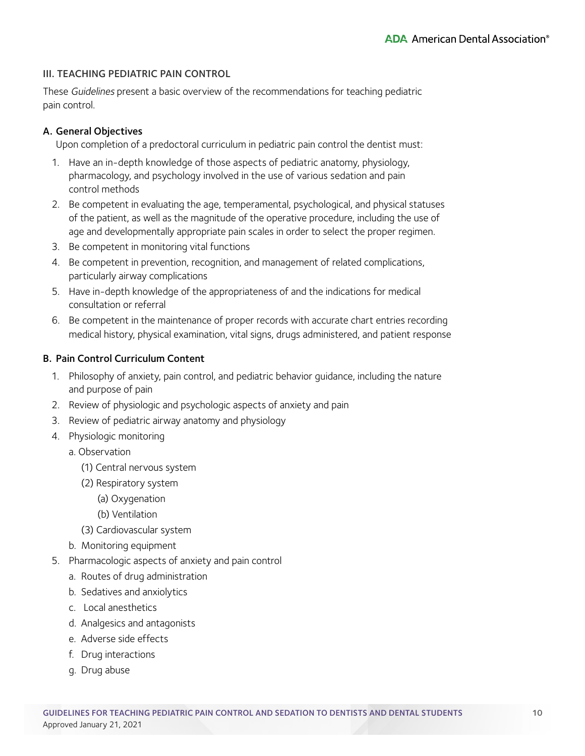## III. TEACHING PEDIATRIC PAIN CONTROL

These *Guidelines* present a basic overview of the recommendations for teaching pediatric pain control.

### A. General Objectives

Upon completion of a predoctoral curriculum in pediatric pain control the dentist must:

1. Have an in-depth knowledge of those aspects of pediatric anatomy, physiology, pharmacology, and psychology involved in the use of various sedation and pain control methods
2. Be competent in evaluating the age, temperamental, psychological, and physical statuses of the patient, as well as the magnitude of the operative procedure, including the use of age and developmentally appropriate pain scales in order to select the proper regimen.
3. Be competent in monitoring vital functions
4. Be competent in prevention, recognition, and management of related complications, particularly airway complications
5. Have in-depth knowledge of the appropriateness of and the indications for medical consultation or referral
6. Be competent in the maintenance of proper records with accurate chart entries recording medical history, physical examination, vital signs, drugs administered, and patient response

### B. Pain Control Curriculum Content

1. Philosophy of anxiety, pain control, and pediatric behavior guidance, including the nature and purpose of pain
2. Review of physiologic and psychologic aspects of anxiety and pain
3. Review of pediatric airway anatomy and physiology
4. Physiologic monitoring
   - a. Observation
     - (1) Central nervous system
     - (2) Respiratory system
       - (a) Oxygenation
       - (b) Ventilation
     - (3) Cardiovascular system
   - b. Monitoring equipment
5. Pharmacologic aspects of anxiety and pain control
   - a. Routes of drug administration
   - b. Sedatives and anxiolytics
   - c. Local anesthetics
   - d. Analgesics and antagonists
   - e. Adverse side effects
   - f. Drug interactions
   - g. Drug abuse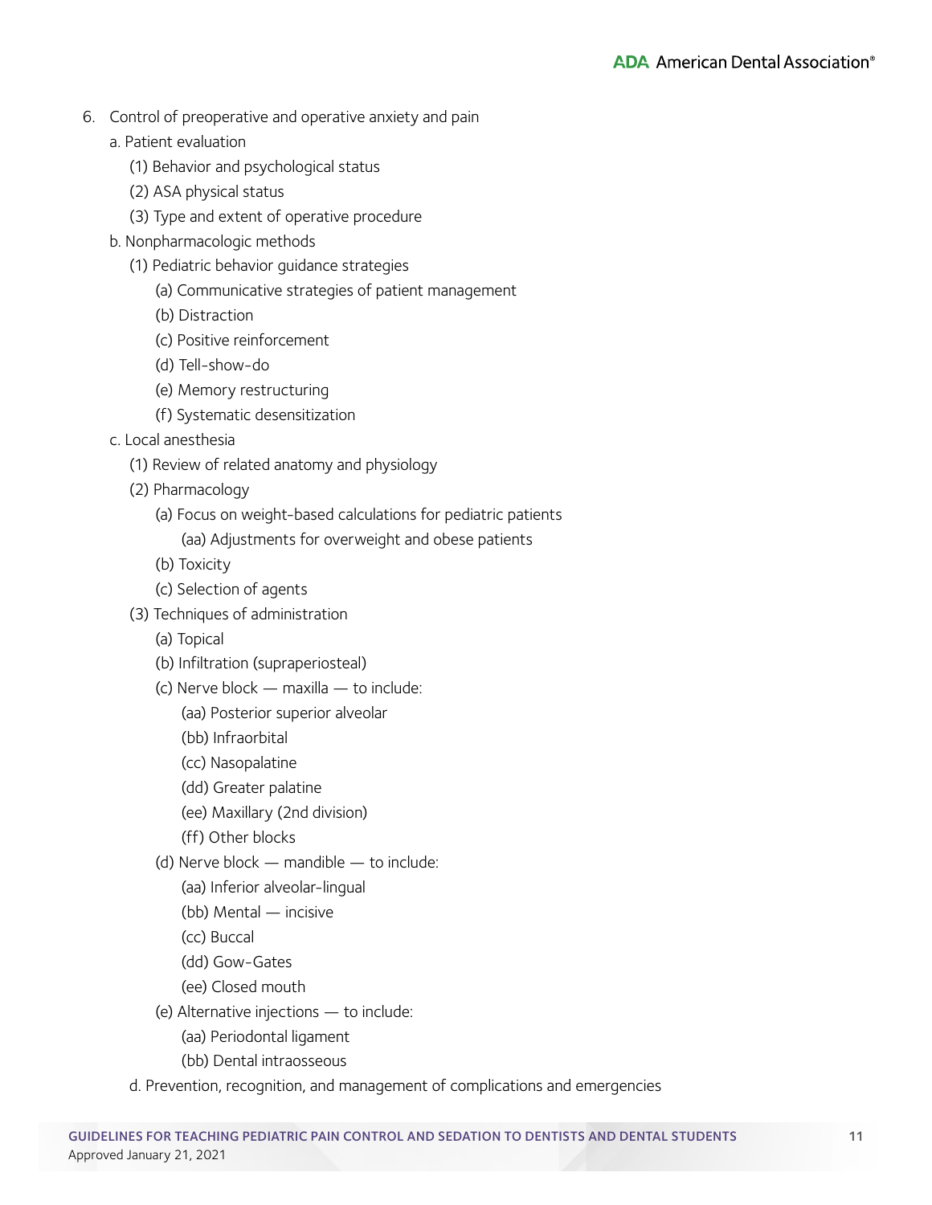6. Control of preoperative and operative anxiety and pain
   - a. Patient evaluation
     - (1) Behavior and psychological status
     - (2) ASA physical status
     - (3) Type and extent of operative procedure
   - b. Nonpharmacologic methods
     - (1) Pediatric behavior guidance strategies
       - (a) Communicative strategies of patient management
       - (b) Distraction
       - (c) Positive reinforcement
       - (d) Tell-show-do
       - (e) Memory restructuring
       - (f) Systematic desensitization
   - c. Local anesthesia
     - (1) Review of related anatomy and physiology
     - (2) Pharmacology
       - (a) Focus on weight-based calculations for pediatric patients
         - (aa) Adjustments for overweight and obese patients
       - (b) Toxicity
       - (c) Selection of agents
     - (3) Techniques of administration
       - (a) Topical
       - (b) Infiltration (supraperiosteal)
       - (c) Nerve block — maxilla — to include:
         - (aa) Posterior superior alveolar
         - (bb) Infraorbital
         - (cc) Nasopalatine
         - (dd) Greater palatine
         - (ee) Maxillary (2nd division)
         - (ff) Other blocks
       - (d) Nerve block — mandible — to include:
         - (aa) Inferior alveolar-lingual
         - (bb) Mental — incisive
         - (cc) Buccal
         - (dd) Gow-Gates
         - (ee) Closed mouth
       - (e) Alternative injections — to include:
         - (aa) Periodontal ligament
         - (bb) Dental intraosseous
     - d. Prevention, recognition, and management of complications and emergencies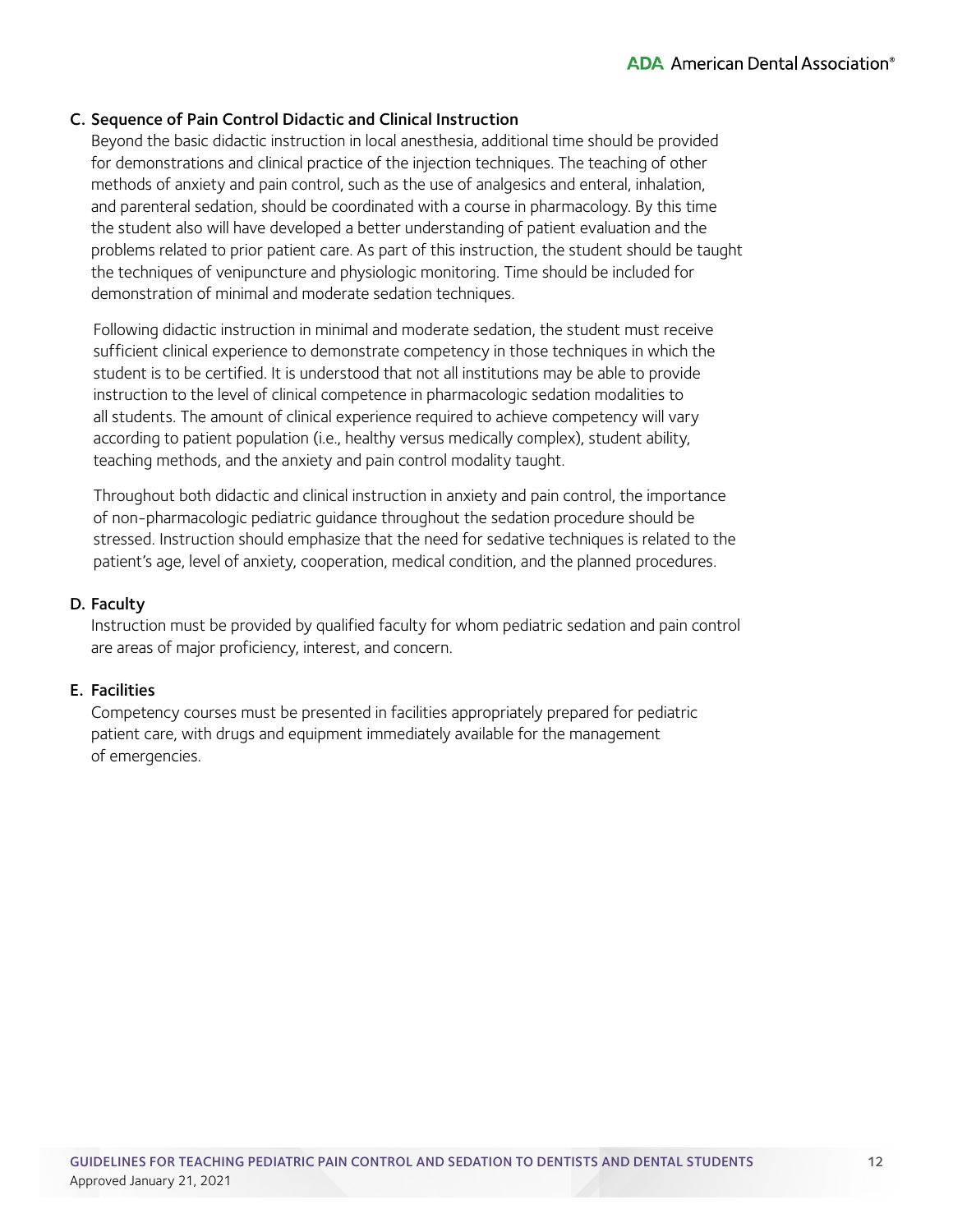### C. Sequence of Pain Control Didactic and Clinical Instruction

Beyond the basic didactic instruction in local anesthesia, additional time should be provided for demonstrations and clinical practice of the injection techniques. The teaching of other methods of anxiety and pain control, such as the use of analgesics and enteral, inhalation, and parenteral sedation, should be coordinated with a course in pharmacology. By this time the student also will have developed a better understanding of patient evaluation and the problems related to prior patient care. As part of this instruction, the student should be taught the techniques of venipuncture and physiologic monitoring. Time should be included for demonstration of minimal and moderate sedation techniques.

Following didactic instruction in minimal and moderate sedation, the student must receive sufficient clinical experience to demonstrate competency in those techniques in which the student is to be certified. It is understood that not all institutions may be able to provide instruction to the level of clinical competence in pharmacologic sedation modalities to all students. The amount of clinical experience required to achieve competency will vary according to patient population (i.e., healthy versus medically complex), student ability, teaching methods, and the anxiety and pain control modality taught.

Throughout both didactic and clinical instruction in anxiety and pain control, the importance of non-pharmacologic pediatric guidance throughout the sedation procedure should be stressed. Instruction should emphasize that the need for sedative techniques is related to the patient's age, level of anxiety, cooperation, medical condition, and the planned procedures.

### D. Faculty

Instruction must be provided by qualified faculty for whom pediatric sedation and pain control are areas of major proficiency, interest, and concern.

### E. Facilities

Competency courses must be presented in facilities appropriately prepared for pediatric patient care, with drugs and equipment immediately available for the management of emergencies.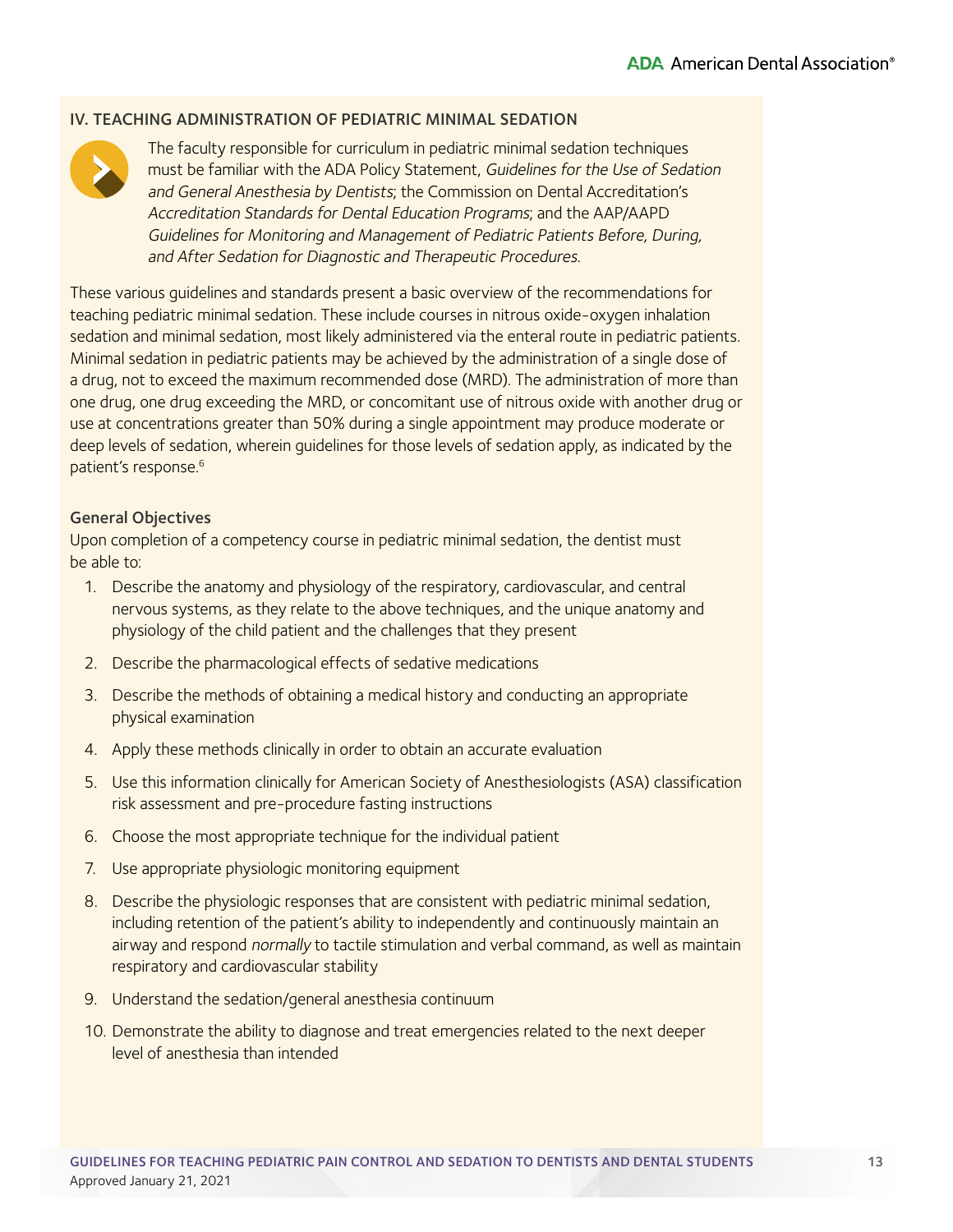## IV. TEACHING ADMINISTRATION OF PEDIATRIC MINIMAL SEDATION

The faculty responsible for curriculum in pediatric minimal sedation techniques must be familiar with the ADA Policy Statement, *Guidelines for the Use of Sedation and General Anesthesia by Dentists*; the Commission on Dental Accreditation's *Accreditation Standards for Dental Education Programs*; and the AAP/AAPD *Guidelines for Monitoring and Management of Pediatric Patients Before, During, and After Sedation for Diagnostic and Therapeutic Procedures*.

These various guidelines and standards present a basic overview of the recommendations for teaching pediatric minimal sedation. These include courses in nitrous oxide-oxygen inhalation sedation and minimal sedation, most likely administered via the enteral route in pediatric patients. Minimal sedation in pediatric patients may be achieved by the administration of a single dose of a drug, not to exceed the maximum recommended dose (MRD). The administration of more than one drug, one drug exceeding the MRD, or concomitant use of nitrous oxide with another drug or use at concentrations greater than 50% during a single appointment may produce moderate or deep levels of sedation, wherein guidelines for those levels of sedation apply, as indicated by the patient's response.[6]

### General Objectives

Upon completion of a competency course in pediatric minimal sedation, the dentist must be able to:

1. Describe the anatomy and physiology of the respiratory, cardiovascular, and central nervous systems, as they relate to the above techniques, and the unique anatomy and physiology of the child patient and the challenges that they present
2. Describe the pharmacological effects of sedative medications
3. Describe the methods of obtaining a medical history and conducting an appropriate physical examination
4. Apply these methods clinically in order to obtain an accurate evaluation
5. Use this information clinically for American Society of Anesthesiologists (ASA) classification risk assessment and pre-procedure fasting instructions
6. Choose the most appropriate technique for the individual patient
7. Use appropriate physiologic monitoring equipment
8. Describe the physiologic responses that are consistent with pediatric minimal sedation, including retention of the patient's ability to independently and continuously maintain an airway and respond *normally* to tactile stimulation and verbal command, as well as maintain respiratory and cardiovascular stability
9. Understand the sedation/general anesthesia continuum
10. Demonstrate the ability to diagnose and treat emergencies related to the next deeper level of anesthesia than intended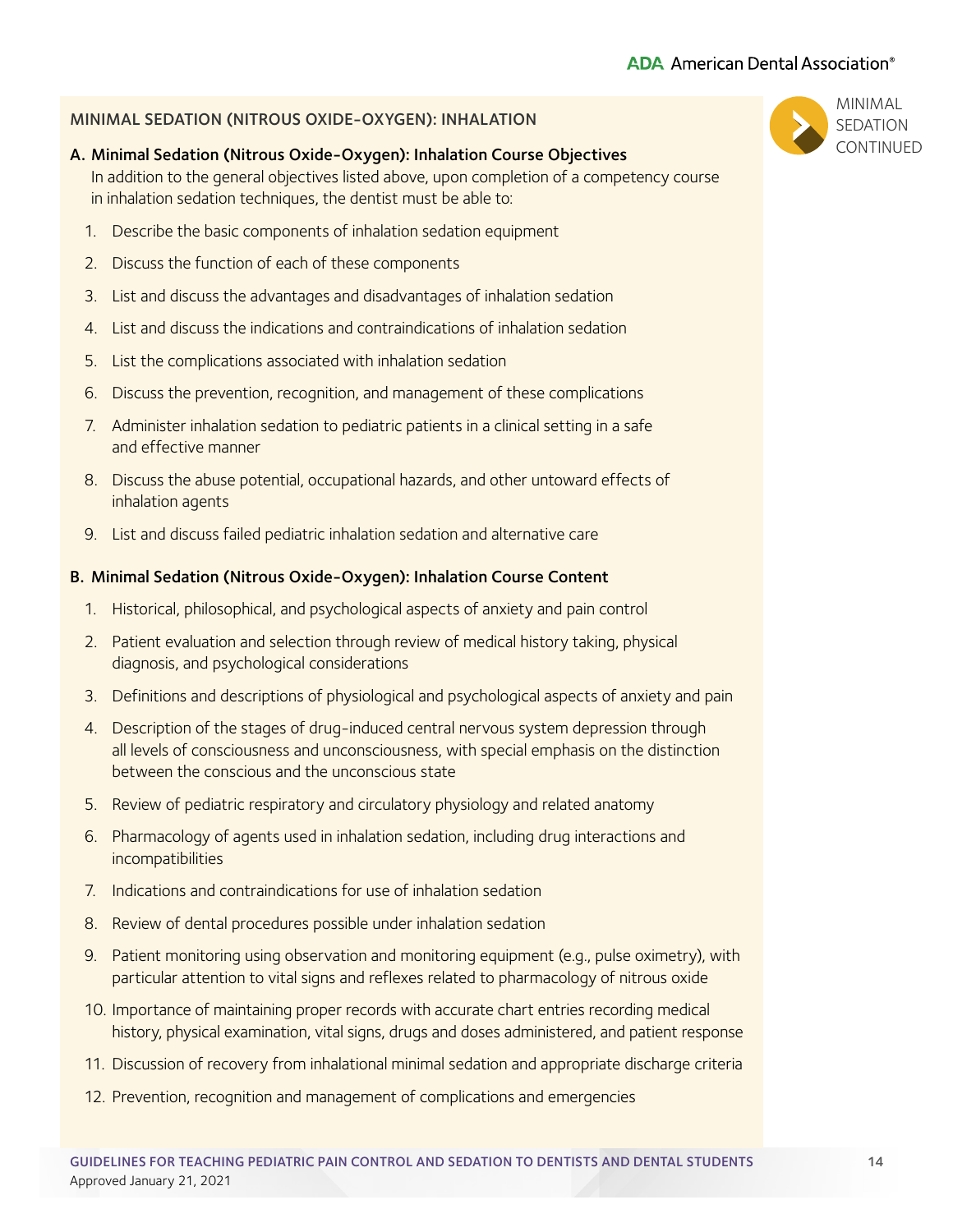## MINIMAL SEDATION (NITROUS OXIDE-OXYGEN): INHALATION

### A. Minimal Sedation (Nitrous Oxide-Oxygen): Inhalation Course Objectives

In addition to the general objectives listed above, upon completion of a competency course in inhalation sedation techniques, the dentist must be able to:

1. Describe the basic components of inhalation sedation equipment
2. Discuss the function of each of these components
3. List and discuss the advantages and disadvantages of inhalation sedation
4. List and discuss the indications and contraindications of inhalation sedation
5. List the complications associated with inhalation sedation
6. Discuss the prevention, recognition, and management of these complications
7. Administer inhalation sedation to pediatric patients in a clinical setting in a safe and effective manner
8. Discuss the abuse potential, occupational hazards, and other untoward effects of inhalation agents
9. List and discuss failed pediatric inhalation sedation and alternative care

### B. Minimal Sedation (Nitrous Oxide-Oxygen): Inhalation Course Content

1. Historical, philosophical, and psychological aspects of anxiety and pain control
2. Patient evaluation and selection through review of medical history taking, physical diagnosis, and psychological considerations
3. Definitions and descriptions of physiological and psychological aspects of anxiety and pain
4. Description of the stages of drug-induced central nervous system depression through all levels of consciousness and unconsciousness, with special emphasis on the distinction between the conscious and the unconscious state
5. Review of pediatric respiratory and circulatory physiology and related anatomy
6. Pharmacology of agents used in inhalation sedation, including drug interactions and incompatibilities
7. Indications and contraindications for use of inhalation sedation
8. Review of dental procedures possible under inhalation sedation
9. Patient monitoring using observation and monitoring equipment (e.g., pulse oximetry), with particular attention to vital signs and reflexes related to pharmacology of nitrous oxide
10. Importance of maintaining proper records with accurate chart entries recording medical history, physical examination, vital signs, drugs and doses administered, and patient response
11. Discussion of recovery from inhalational minimal sedation and appropriate discharge criteria
12. Prevention, recognition and management of complications and emergencies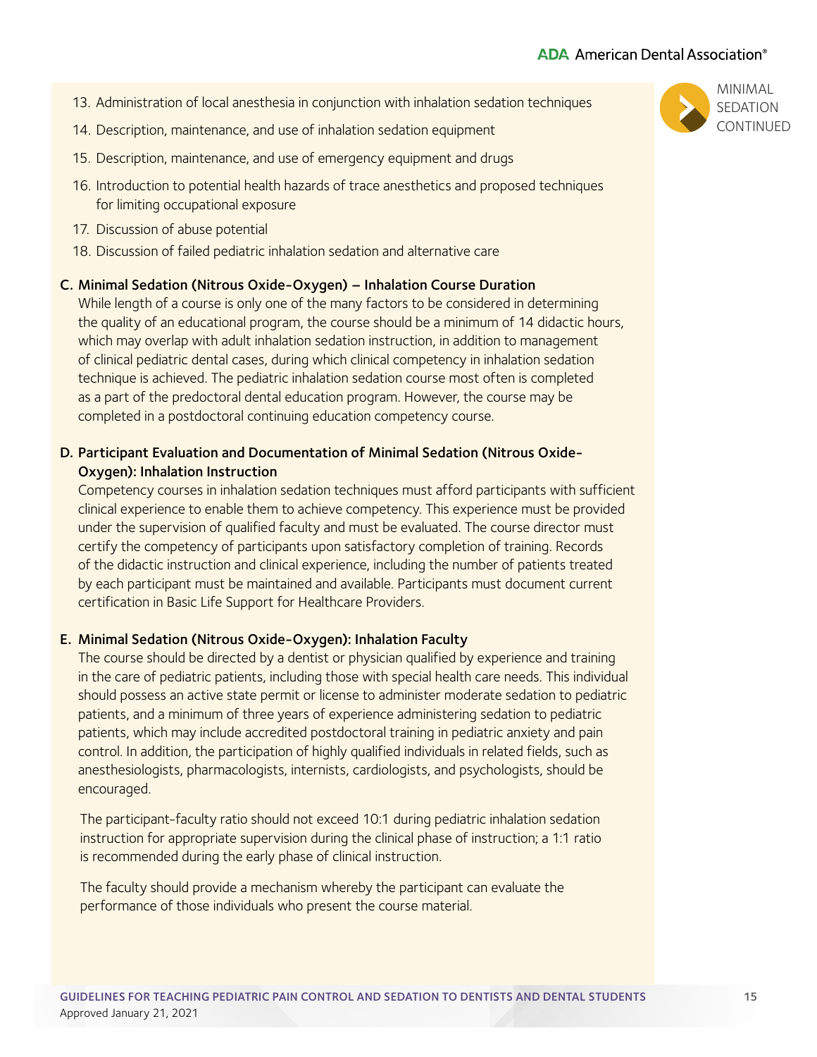13. Administration of local anesthesia in conjunction with inhalation sedation techniques
14. Description, maintenance, and use of inhalation sedation equipment
15. Description, maintenance, and use of emergency equipment and drugs
16. Introduction to potential health hazards of trace anesthetics and proposed techniques for limiting occupational exposure
17. Discussion of abuse potential
18. Discussion of failed pediatric inhalation sedation and alternative care

**C. Minimal Sedation (Nitrous Oxide-Oxygen) – Inhalation Course Duration**

While length of a course is only one of the many factors to be considered in determining the quality of an educational program, the course should be a minimum of 14 didactic hours, which may overlap with adult inhalation sedation instruction, in addition to management of clinical pediatric dental cases, during which clinical competency in inhalation sedation technique is achieved. The pediatric inhalation sedation course most often is completed as a part of the predoctoral dental education program. However, the course may be completed in a postdoctoral continuing education competency course.

**D. Participant Evaluation and Documentation of Minimal Sedation (Nitrous Oxide-Oxygen): Inhalation Instruction**

Competency courses in inhalation sedation techniques must afford participants with sufficient clinical experience to enable them to achieve competency. This experience must be provided under the supervision of qualified faculty and must be evaluated. The course director must certify the competency of participants upon satisfactory completion of training. Records of the didactic instruction and clinical experience, including the number of patients treated by each participant must be maintained and available. Participants must document current certification in Basic Life Support for Healthcare Providers.

**E. Minimal Sedation (Nitrous Oxide-Oxygen): Inhalation Faculty**

The course should be directed by a dentist or physician qualified by experience and training in the care of pediatric patients, including those with special health care needs. This individual should possess an active state permit or license to administer moderate sedation to pediatric patients, and a minimum of three years of experience administering sedation to pediatric patients, which may include accredited postdoctoral training in pediatric anxiety and pain control. In addition, the participation of highly qualified individuals in related fields, such as anesthesiologists, pharmacologists, internists, cardiologists, and psychologists, should be encouraged.

The participant-faculty ratio should not exceed 10:1 during pediatric inhalation sedation instruction for appropriate supervision during the clinical phase of instruction; a 1:1 ratio is recommended during the early phase of clinical instruction.

The faculty should provide a mechanism whereby the participant can evaluate the performance of those individuals who present the course material.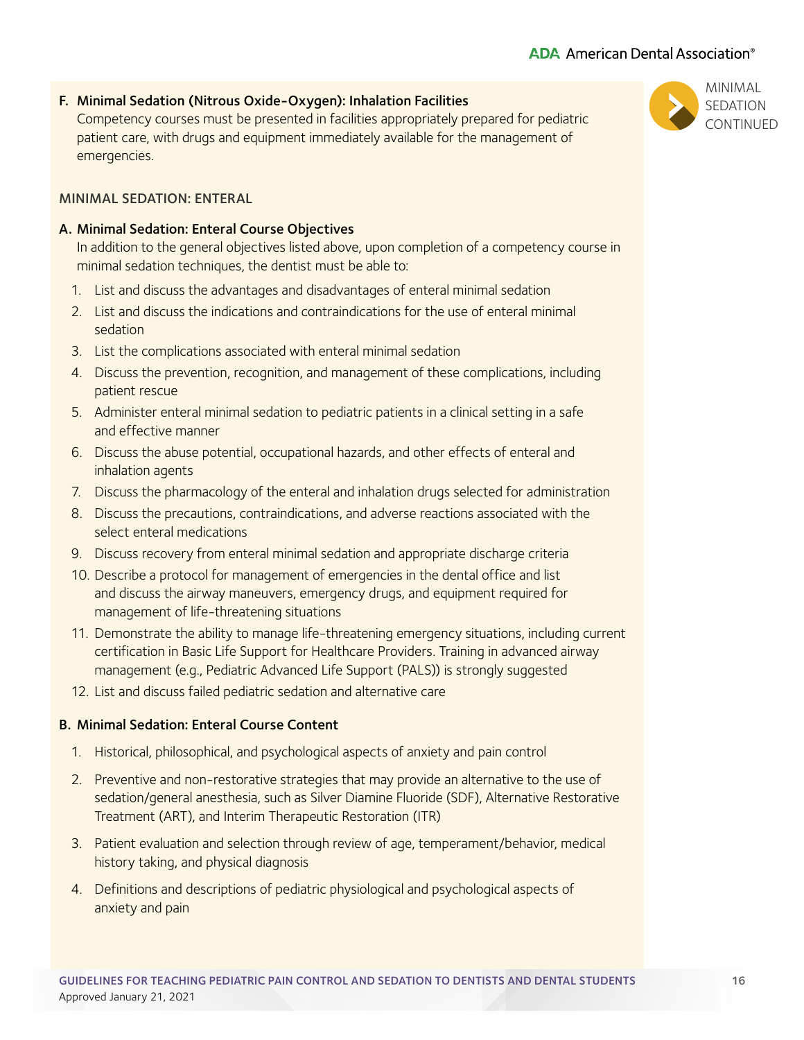**F. Minimal Sedation (Nitrous Oxide-Oxygen): Inhalation Facilities**
Competency courses must be presented in facilities appropriately prepared for pediatric patient care, with drugs and equipment immediately available for the management of emergencies.

## MINIMAL SEDATION: ENTERAL

**A. Minimal Sedation: Enteral Course Objectives**
In addition to the general objectives listed above, upon completion of a competency course in minimal sedation techniques, the dentist must be able to:

1. List and discuss the advantages and disadvantages of enteral minimal sedation
2. List and discuss the indications and contraindications for the use of enteral minimal sedation
3. List the complications associated with enteral minimal sedation
4. Discuss the prevention, recognition, and management of these complications, including patient rescue
5. Administer enteral minimal sedation to pediatric patients in a clinical setting in a safe and effective manner
6. Discuss the abuse potential, occupational hazards, and other effects of enteral and inhalation agents
7. Discuss the pharmacology of the enteral and inhalation drugs selected for administration
8. Discuss the precautions, contraindications, and adverse reactions associated with the select enteral medications
9. Discuss recovery from enteral minimal sedation and appropriate discharge criteria
10. Describe a protocol for management of emergencies in the dental office and list and discuss the airway maneuvers, emergency drugs, and equipment required for management of life-threatening situations
11. Demonstrate the ability to manage life-threatening emergency situations, including current certification in Basic Life Support for Healthcare Providers. Training in advanced airway management (e.g., Pediatric Advanced Life Support (PALS)) is strongly suggested
12. List and discuss failed pediatric sedation and alternative care

**B. Minimal Sedation: Enteral Course Content**

1. Historical, philosophical, and psychological aspects of anxiety and pain control
2. Preventive and non-restorative strategies that may provide an alternative to the use of sedation/general anesthesia, such as Silver Diamine Fluoride (SDF), Alternative Restorative Treatment (ART), and Interim Therapeutic Restoration (ITR)
3. Patient evaluation and selection through review of age, temperament/behavior, medical history taking, and physical diagnosis
4. Definitions and descriptions of pediatric physiological and psychological aspects of anxiety and pain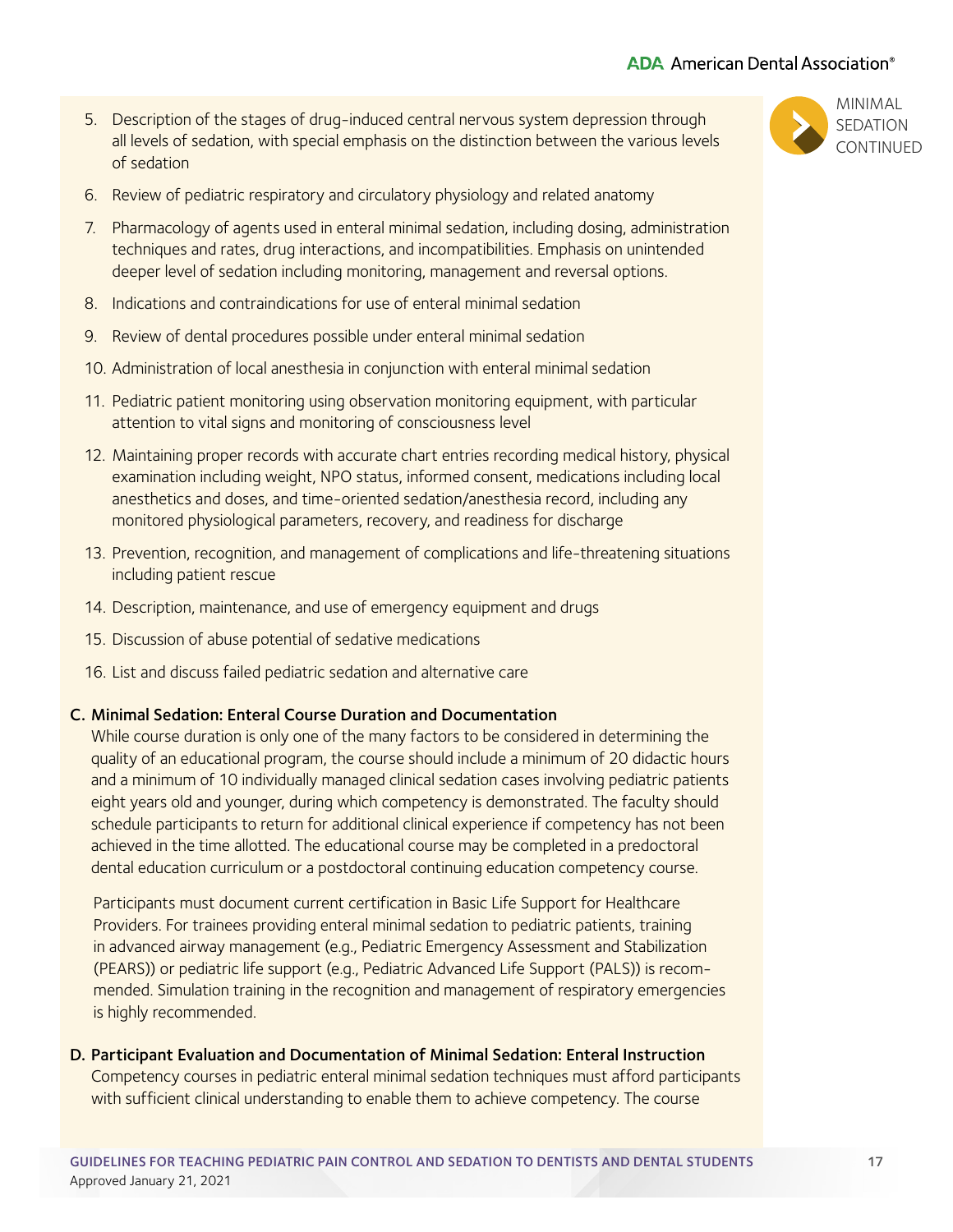5. Description of the stages of drug-induced central nervous system depression through all levels of sedation, with special emphasis on the distinction between the various levels of sedation
6. Review of pediatric respiratory and circulatory physiology and related anatomy
7. Pharmacology of agents used in enteral minimal sedation, including dosing, administration techniques and rates, drug interactions, and incompatibilities. Emphasis on unintended deeper level of sedation including monitoring, management and reversal options.
8. Indications and contraindications for use of enteral minimal sedation
9. Review of dental procedures possible under enteral minimal sedation
10. Administration of local anesthesia in conjunction with enteral minimal sedation
11. Pediatric patient monitoring using observation monitoring equipment, with particular attention to vital signs and monitoring of consciousness level
12. Maintaining proper records with accurate chart entries recording medical history, physical examination including weight, NPO status, informed consent, medications including local anesthetics and doses, and time-oriented sedation/anesthesia record, including any monitored physiological parameters, recovery, and readiness for discharge
13. Prevention, recognition, and management of complications and life-threatening situations including patient rescue
14. Description, maintenance, and use of emergency equipment and drugs
15. Discussion of abuse potential of sedative medications
16. List and discuss failed pediatric sedation and alternative care

**C. Minimal Sedation: Enteral Course Duration and Documentation**

While course duration is only one of the many factors to be considered in determining the quality of an educational program, the course should include a minimum of 20 didactic hours and a minimum of 10 individually managed clinical sedation cases involving pediatric patients eight years old and younger, during which competency is demonstrated. The faculty should schedule participants to return for additional clinical experience if competency has not been achieved in the time allotted. The educational course may be completed in a predoctoral dental education curriculum or a postdoctoral continuing education competency course.

Participants must document current certification in Basic Life Support for Healthcare Providers. For trainees providing enteral minimal sedation to pediatric patients, training in advanced airway management (e.g., Pediatric Emergency Assessment and Stabilization (PEARS)) or pediatric life support (e.g., Pediatric Advanced Life Support (PALS)) is recommended. Simulation training in the recognition and management of respiratory emergencies is highly recommended.

**D. Participant Evaluation and Documentation of Minimal Sedation: Enteral Instruction**

Competency courses in pediatric enteral minimal sedation techniques must afford participants with sufficient clinical understanding to enable them to achieve competency. The course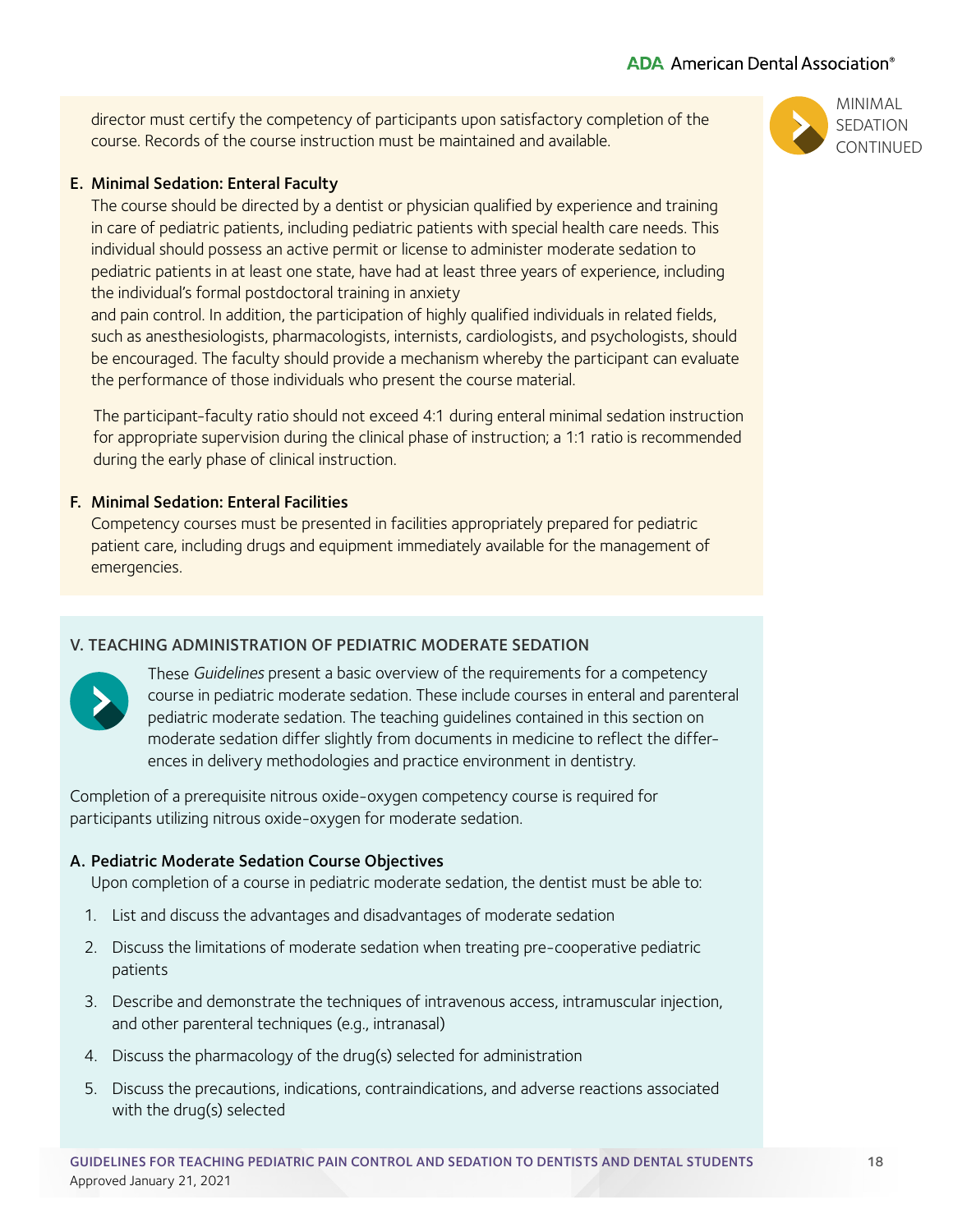MINIMAL SEDATION CONTINUED

director must certify the competency of participants upon satisfactory completion of the course. Records of the course instruction must be maintained and available.

**E. Minimal Sedation: Enteral Faculty**

The course should be directed by a dentist or physician qualified by experience and training in care of pediatric patients, including pediatric patients with special health care needs. This individual should possess an active permit or license to administer moderate sedation to pediatric patients in at least one state, have had at least three years of experience, including the individual's formal postdoctoral training in anxiety and pain control. In addition, the participation of highly qualified individuals in related fields, such as anesthesiologists, pharmacologists, internists, cardiologists, and psychologists, should be encouraged. The faculty should provide a mechanism whereby the participant can evaluate the performance of those individuals who present the course material.

The participant-faculty ratio should not exceed 4:1 during enteral minimal sedation instruction for appropriate supervision during the clinical phase of instruction; a 1:1 ratio is recommended during the early phase of clinical instruction.

**F. Minimal Sedation: Enteral Facilities**

Competency courses must be presented in facilities appropriately prepared for pediatric patient care, including drugs and equipment immediately available for the management of emergencies.

## V. TEACHING ADMINISTRATION OF PEDIATRIC MODERATE SEDATION

These *Guidelines* present a basic overview of the requirements for a competency course in pediatric moderate sedation. These include courses in enteral and parenteral pediatric moderate sedation. The teaching guidelines contained in this section on moderate sedation differ slightly from documents in medicine to reflect the differences in delivery methodologies and practice environment in dentistry.

Completion of a prerequisite nitrous oxide-oxygen competency course is required for participants utilizing nitrous oxide-oxygen for moderate sedation.

**A. Pediatric Moderate Sedation Course Objectives**

Upon completion of a course in pediatric moderate sedation, the dentist must be able to:

1. List and discuss the advantages and disadvantages of moderate sedation
2. Discuss the limitations of moderate sedation when treating pre-cooperative pediatric patients
3. Describe and demonstrate the techniques of intravenous access, intramuscular injection, and other parenteral techniques (e.g., intranasal)
4. Discuss the pharmacology of the drug(s) selected for administration
5. Discuss the precautions, indications, contraindications, and adverse reactions associated with the drug(s) selected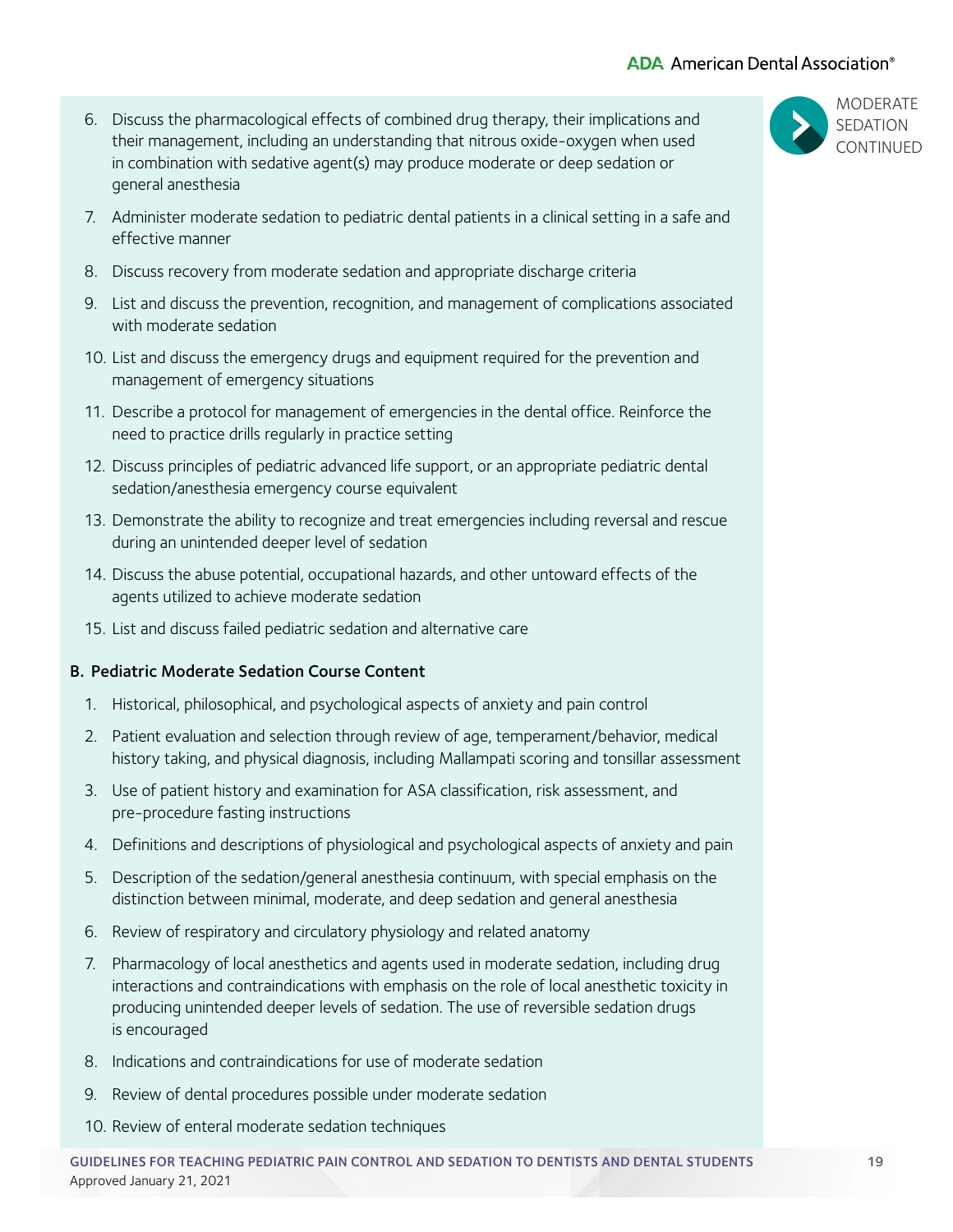MODERATE SEDATION CONTINUED

6. Discuss the pharmacological effects of combined drug therapy, their implications and their management, including an understanding that nitrous oxide-oxygen when used in combination with sedative agent(s) may produce moderate or deep sedation or general anesthesia
7. Administer moderate sedation to pediatric dental patients in a clinical setting in a safe and effective manner
8. Discuss recovery from moderate sedation and appropriate discharge criteria
9. List and discuss the prevention, recognition, and management of complications associated with moderate sedation
10. List and discuss the emergency drugs and equipment required for the prevention and management of emergency situations
11. Describe a protocol for management of emergencies in the dental office. Reinforce the need to practice drills regularly in practice setting
12. Discuss principles of pediatric advanced life support, or an appropriate pediatric dental sedation/anesthesia emergency course equivalent
13. Demonstrate the ability to recognize and treat emergencies including reversal and rescue during an unintended deeper level of sedation
14. Discuss the abuse potential, occupational hazards, and other untoward effects of the agents utilized to achieve moderate sedation
15. List and discuss failed pediatric sedation and alternative care

**B. Pediatric Moderate Sedation Course Content**

1. Historical, philosophical, and psychological aspects of anxiety and pain control
2. Patient evaluation and selection through review of age, temperament/behavior, medical history taking, and physical diagnosis, including Mallampati scoring and tonsillar assessment
3. Use of patient history and examination for ASA classification, risk assessment, and pre-procedure fasting instructions
4. Definitions and descriptions of physiological and psychological aspects of anxiety and pain
5. Description of the sedation/general anesthesia continuum, with special emphasis on the distinction between minimal, moderate, and deep sedation and general anesthesia
6. Review of respiratory and circulatory physiology and related anatomy
7. Pharmacology of local anesthetics and agents used in moderate sedation, including drug interactions and contraindications with emphasis on the role of local anesthetic toxicity in producing unintended deeper levels of sedation. The use of reversible sedation drugs is encouraged
8. Indications and contraindications for use of moderate sedation
9. Review of dental procedures possible under moderate sedation
10. Review of enteral moderate sedation techniques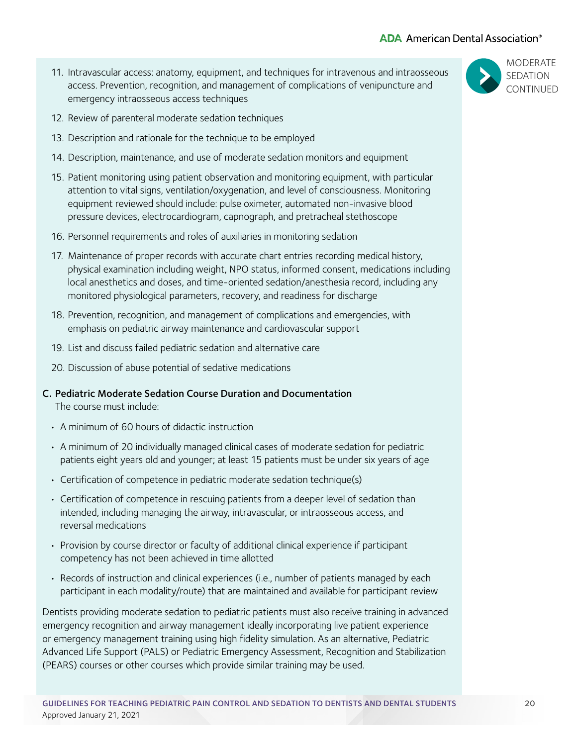11. Intravascular access: anatomy, equipment, and techniques for intravenous and intraosseous access. Prevention, recognition, and management of complications of venipuncture and emergency intraosseous access techniques
12. Review of parenteral moderate sedation techniques
13. Description and rationale for the technique to be employed
14. Description, maintenance, and use of moderate sedation monitors and equipment
15. Patient monitoring using patient observation and monitoring equipment, with particular attention to vital signs, ventilation/oxygenation, and level of consciousness. Monitoring equipment reviewed should include: pulse oximeter, automated non-invasive blood pressure devices, electrocardiogram, capnograph, and pretracheal stethoscope
16. Personnel requirements and roles of auxiliaries in monitoring sedation
17. Maintenance of proper records with accurate chart entries recording medical history, physical examination including weight, NPO status, informed consent, medications including local anesthetics and doses, and time-oriented sedation/anesthesia record, including any monitored physiological parameters, recovery, and readiness for discharge
18. Prevention, recognition, and management of complications and emergencies, with emphasis on pediatric airway maintenance and cardiovascular support
19. List and discuss failed pediatric sedation and alternative care
20. Discussion of abuse potential of sedative medications

**C. Pediatric Moderate Sedation Course Duration and Documentation**

The course must include:

- A minimum of 60 hours of didactic instruction
- A minimum of 20 individually managed clinical cases of moderate sedation for pediatric patients eight years old and younger; at least 15 patients must be under six years of age
- Certification of competence in pediatric moderate sedation technique(s)
- Certification of competence in rescuing patients from a deeper level of sedation than intended, including managing the airway, intravascular, or intraosseous access, and reversal medications
- Provision by course director or faculty of additional clinical experience if participant competency has not been achieved in time allotted
- Records of instruction and clinical experiences (i.e., number of patients managed by each participant in each modality/route) that are maintained and available for participant review

Dentists providing moderate sedation to pediatric patients must also receive training in advanced emergency recognition and airway management ideally incorporating live patient experience or emergency management training using high fidelity simulation. As an alternative, Pediatric Advanced Life Support (PALS) or Pediatric Emergency Assessment, Recognition and Stabilization (PEARS) courses or other courses which provide similar training may be used.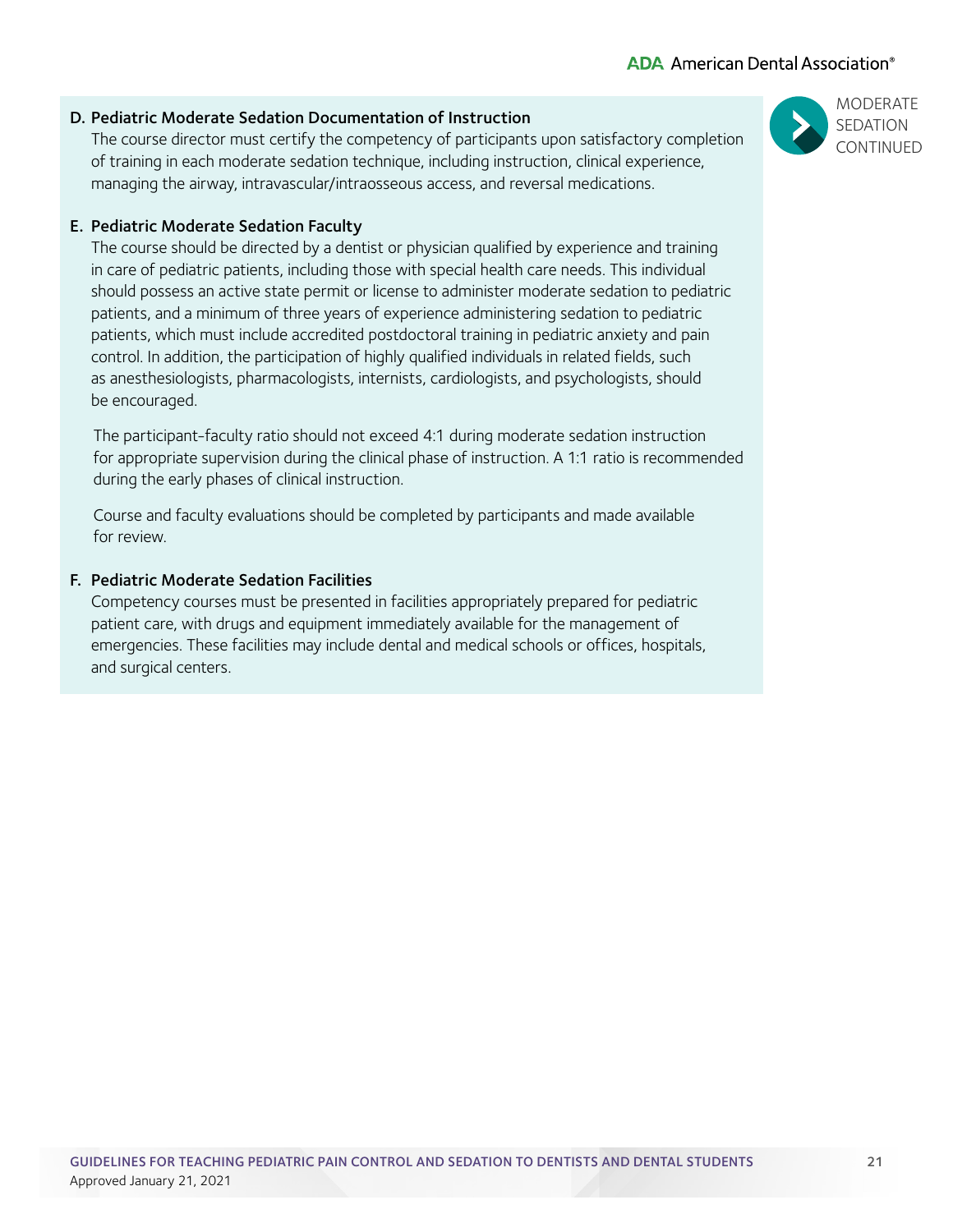MODERATE SEDATION CONTINUED

### D. Pediatric Moderate Sedation Documentation of Instruction

The course director must certify the competency of participants upon satisfactory completion of training in each moderate sedation technique, including instruction, clinical experience, managing the airway, intravascular/intraosseous access, and reversal medications.

### E. Pediatric Moderate Sedation Faculty

The course should be directed by a dentist or physician qualified by experience and training in care of pediatric patients, including those with special health care needs. This individual should possess an active state permit or license to administer moderate sedation to pediatric patients, and a minimum of three years of experience administering sedation to pediatric patients, which must include accredited postdoctoral training in pediatric anxiety and pain control. In addition, the participation of highly qualified individuals in related fields, such as anesthesiologists, pharmacologists, internists, cardiologists, and psychologists, should be encouraged.

The participant-faculty ratio should not exceed 4:1 during moderate sedation instruction for appropriate supervision during the clinical phase of instruction. A 1:1 ratio is recommended during the early phases of clinical instruction.

Course and faculty evaluations should be completed by participants and made available for review.

### F. Pediatric Moderate Sedation Facilities

Competency courses must be presented in facilities appropriately prepared for pediatric patient care, with drugs and equipment immediately available for the management of emergencies. These facilities may include dental and medical schools or offices, hospitals, and surgical centers.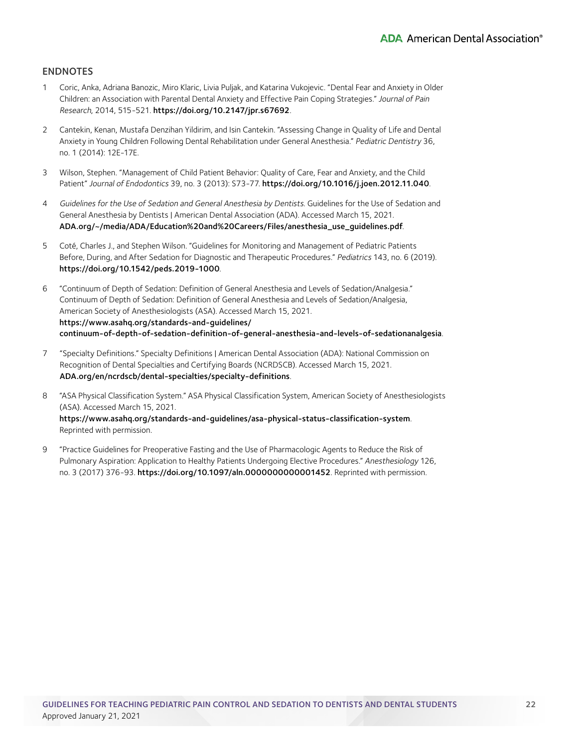## ENDNOTES

1. Coric, Anka, Adriana Banozic, Miro Klaric, Livia Puljak, and Katarina Vukojevic. "Dental Fear and Anxiety in Older Children: an Association with Parental Dental Anxiety and Effective Pain Coping Strategies." *Journal of Pain Research*, 2014, 515-521. **https://doi.org/10.2147/jpr.s67692**.

2. Cantekin, Kenan, Mustafa Denzihan Yildirim, and Isin Cantekin. "Assessing Change in Quality of Life and Dental Anxiety in Young Children Following Dental Rehabilitation under General Anesthesia." *Pediatric Dentistry* 36, no. 1 (2014): 12E-17E.

3. Wilson, Stephen. "Management of Child Patient Behavior: Quality of Care, Fear and Anxiety, and the Child Patient" *Journal of Endodontics* 39, no. 3 (2013): S73-77. **https://doi.org/10.1016/j.joen.2012.11.040**.

4. *Guidelines for the Use of Sedation and General Anesthesia by Dentists.* Guidelines for the Use of Sedation and General Anesthesia by Dentists | American Dental Association (ADA). Accessed March 15, 2021. **ADA.org/~/media/ADA/Education%20and%20Careers/Files/anesthesia_use_guidelines.pdf**.

5. Coté, Charles J., and Stephen Wilson. "Guidelines for Monitoring and Management of Pediatric Patients Before, During, and After Sedation for Diagnostic and Therapeutic Procedures." *Pediatrics* 143, no. 6 (2019). **https://doi.org/10.1542/peds.2019-1000**.

6. "Continuum of Depth of Sedation: Definition of General Anesthesia and Levels of Sedation/Analgesia." Continuum of Depth of Sedation: Definition of General Anesthesia and Levels of Sedation/Analgesia, American Society of Anesthesiologists (ASA). Accessed March 15, 2021. **https://www.asahq.org/standards-and-guidelines/continuum-of-depth-of-sedation-definition-of-general-anesthesia-and-levels-of-sedationanalgesia**.

7. "Specialty Definitions." Specialty Definitions | American Dental Association (ADA): National Commission on Recognition of Dental Specialties and Certifying Boards (NCRDSCB). Accessed March 15, 2021. **ADA.org/en/ncrdscb/dental-specialties/specialty-definitions**.

8. "ASA Physical Classification System." ASA Physical Classification System, American Society of Anesthesiologists (ASA). Accessed March 15, 2021. **https://www.asahq.org/standards-and-guidelines/asa-physical-status-classification-system**. Reprinted with permission.

9. "Practice Guidelines for Preoperative Fasting and the Use of Pharmacologic Agents to Reduce the Risk of Pulmonary Aspiration: Application to Healthy Patients Undergoing Elective Procedures." *Anesthesiology* 126, no. 3 (2017) 376-93. **https://doi.org/10.1097/aln.0000000000001452**. Reprinted with permission.